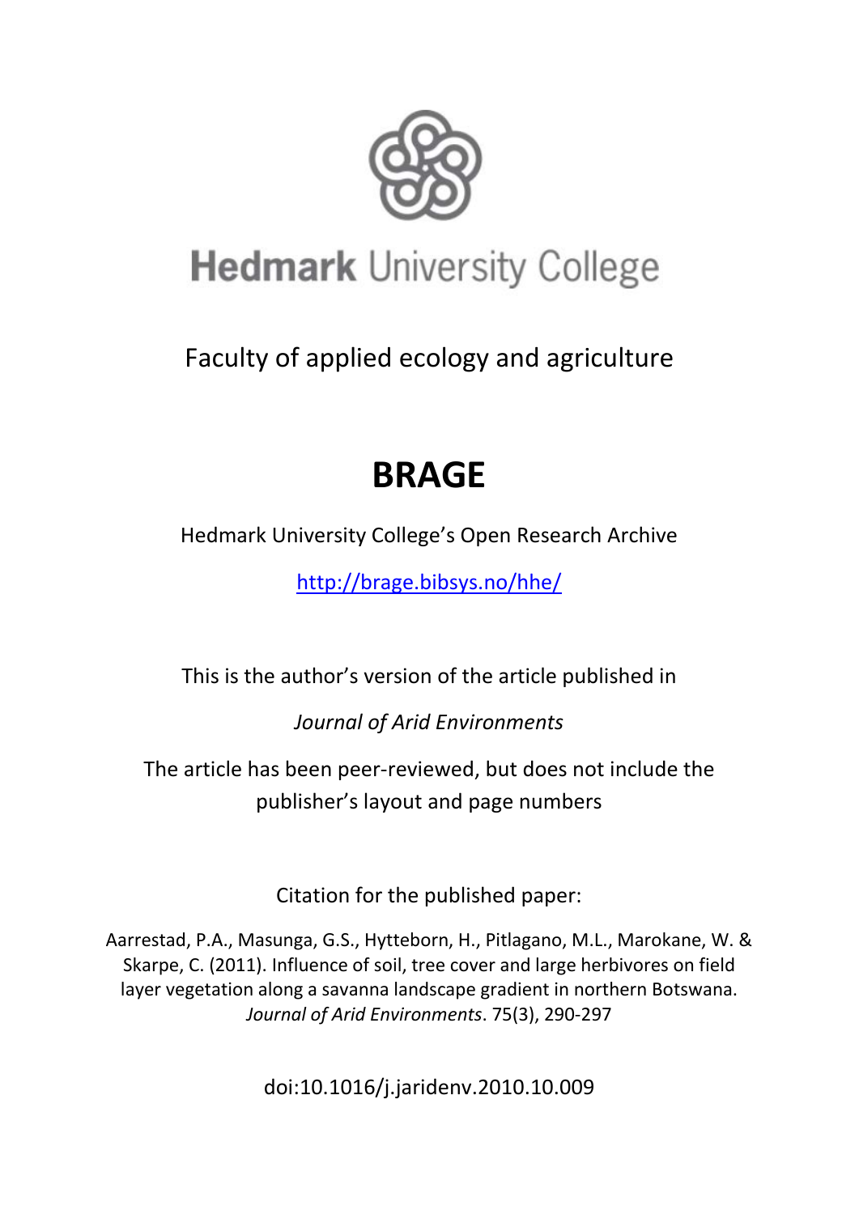# Hedmark University College

Faculty of applied ecology and agriculture

# BRAGE

Hedmark University College's Open Research Archive

http://brage.bibsys.no/hhe/

This is the author's version of the article published in

*Journal of Arid Environments*

The article has been peer-reviewed, but does not include the publisher's layout and page numbers

Citation for the published paper:

Aarrestad, P.A., Masunga, G.S., Hytteborn, H., Pitlagano, M.L., Marokane, W. & Skarpe, C. (2011). Influence of soil, tree cover and large herbivores on field layer vegetation along a savanna landscape gradient in northern Botswana. *Journal of Arid Environments*. 75(3), 290-297

doi:10.1016/j.jaridenv.2010.10.009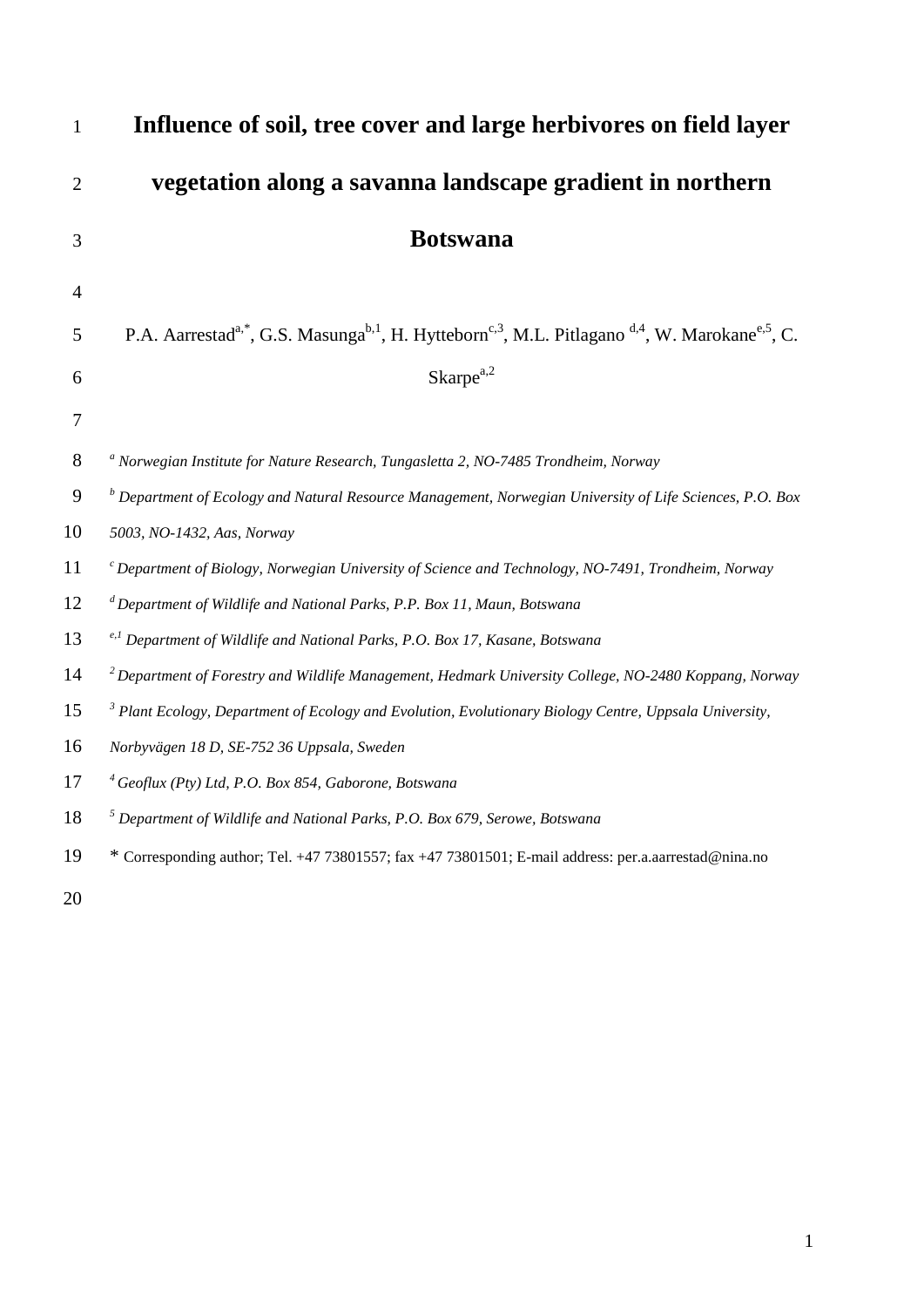# Influence of soil, tree cover and large herbivores on field layer vegetation along a savanna landscape gradient in northern Botswana

P.A. Aarrestad[a,*], G.S. Masunga[b,1], H. Hytteborn[c,3], M.L. Pitlagano [d,4], W. Marokane[e,5], C. Skarpe[a,2]

[a] *Norwegian Institute for Nature Research, Tungasletta 2, NO-7485 Trondheim, Norway*

[b] *Department of Ecology and Natural Resource Management, Norwegian University of Life Sciences, P.O. Box 5003, NO-1432, Aas, Norway*

[c] *Department of Biology, Norwegian University of Science and Technology, NO-7491, Trondheim, Norway*

[d] *Department of Wildlife and National Parks, P.P. Box 11, Maun, Botswana*

[e,1] *Department of Wildlife and National Parks, P.O. Box 17, Kasane, Botswana*

[2] *Department of Forestry and Wildlife Management, Hedmark University College, NO-2480 Koppang, Norway*

[3] *Plant Ecology, Department of Ecology and Evolution, Evolutionary Biology Centre, Uppsala University, Norbyvägen 18 D, SE-752 36 Uppsala, Sweden*

[4] *Geoflux (Pty) Ltd, P.O. Box 854, Gaborone, Botswana*

[5] *Department of Wildlife and National Parks, P.O. Box 679, Serowe, Botswana*

\* Corresponding author; Tel. +47 73801557; fax +47 73801501; E-mail address: per.a.aarrestad@nina.no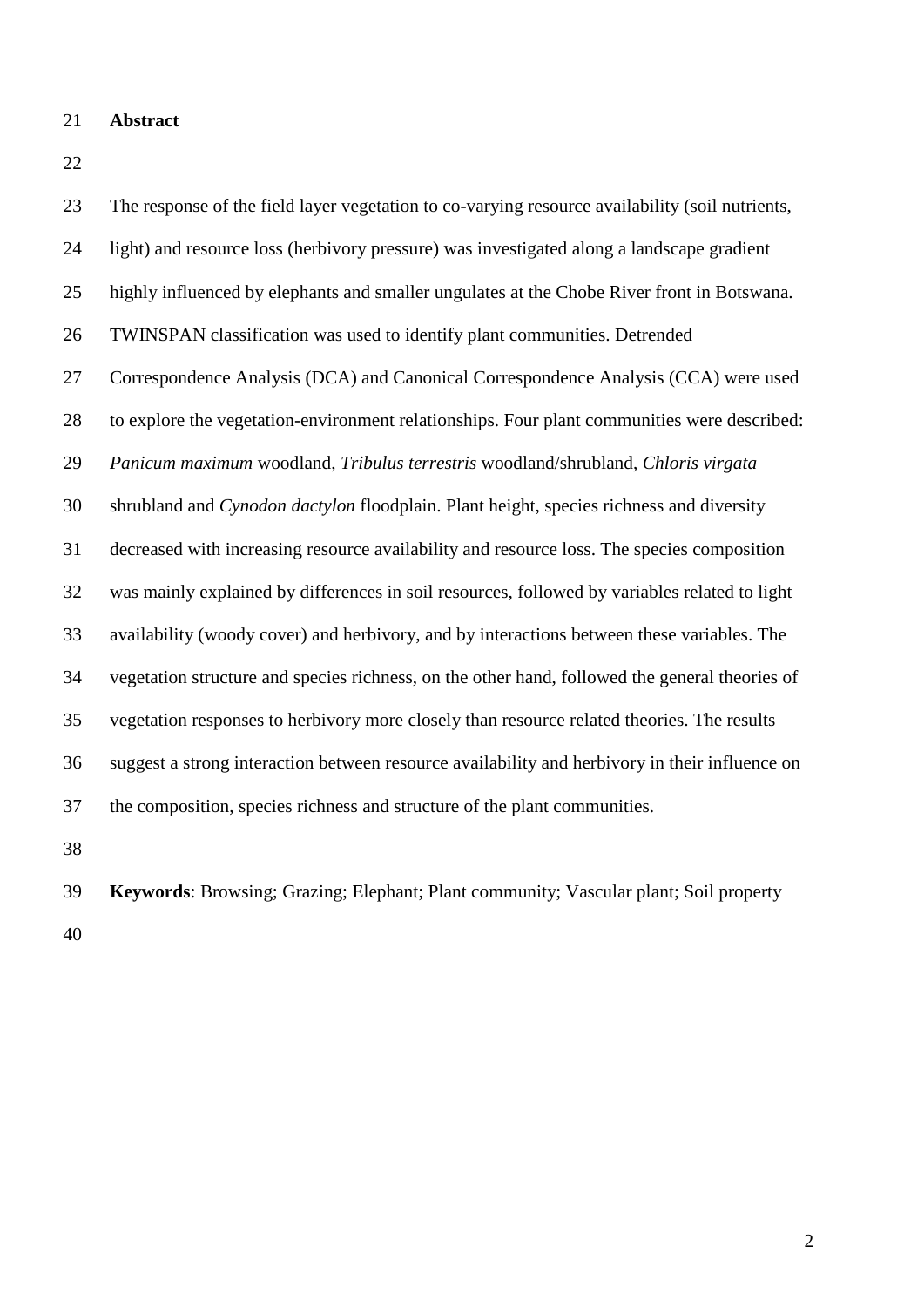## Abstract

The response of the field layer vegetation to co-varying resource availability (soil nutrients, light) and resource loss (herbivory pressure) was investigated along a landscape gradient highly influenced by elephants and smaller ungulates at the Chobe River front in Botswana. TWINSPAN classification was used to identify plant communities. Detrended Correspondence Analysis (DCA) and Canonical Correspondence Analysis (CCA) were used to explore the vegetation-environment relationships. Four plant communities were described: *Panicum maximum* woodland, *Tribulus terrestris* woodland/shrubland, *Chloris virgata* shrubland and *Cynodon dactylon* floodplain. Plant height, species richness and diversity decreased with increasing resource availability and resource loss. The species composition was mainly explained by differences in soil resources, followed by variables related to light availability (woody cover) and herbivory, and by interactions between these variables. The vegetation structure and species richness, on the other hand, followed the general theories of vegetation responses to herbivory more closely than resource related theories. The results suggest a strong interaction between resource availability and herbivory in their influence on the composition, species richness and structure of the plant communities.

**Keywords**: Browsing; Grazing; Elephant; Plant community; Vascular plant; Soil property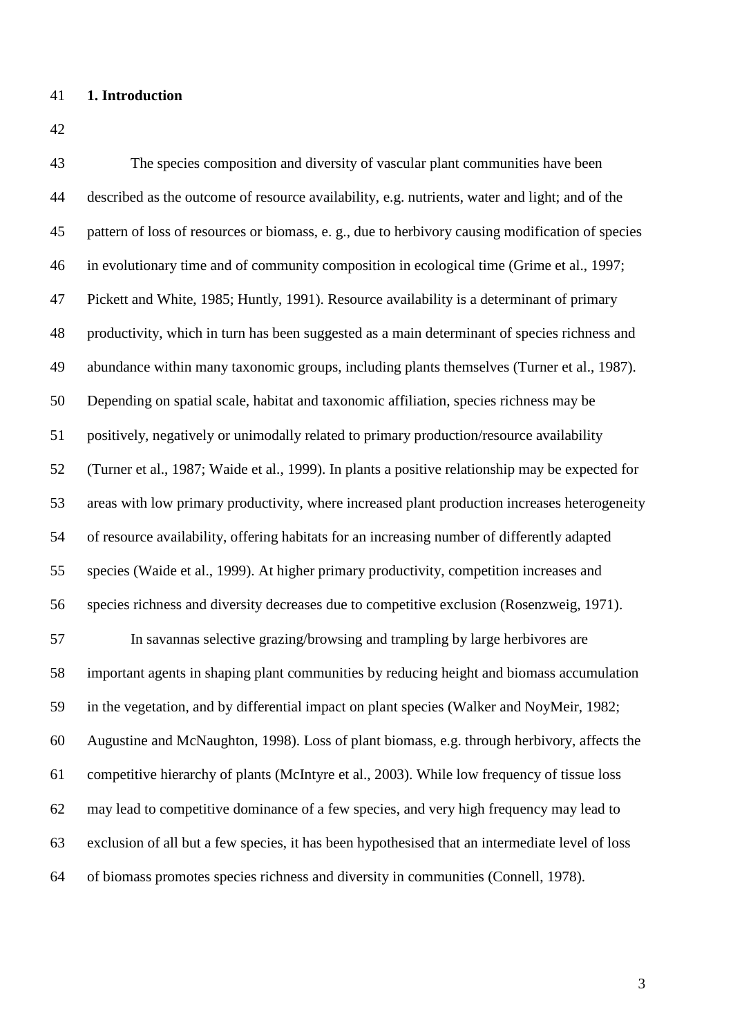## 1. Introduction

The species composition and diversity of vascular plant communities have been described as the outcome of resource availability, e.g. nutrients, water and light; and of the pattern of loss of resources or biomass, e. g., due to herbivory causing modification of species in evolutionary time and of community composition in ecological time (Grime et al., 1997; Pickett and White, 1985; Huntly, 1991). Resource availability is a determinant of primary productivity, which in turn has been suggested as a main determinant of species richness and abundance within many taxonomic groups, including plants themselves (Turner et al., 1987). Depending on spatial scale, habitat and taxonomic affiliation, species richness may be positively, negatively or unimodally related to primary production/resource availability (Turner et al., 1987; Waide et al., 1999). In plants a positive relationship may be expected for areas with low primary productivity, where increased plant production increases heterogeneity of resource availability, offering habitats for an increasing number of differently adapted species (Waide et al., 1999). At higher primary productivity, competition increases and species richness and diversity decreases due to competitive exclusion (Rosenzweig, 1971).

In savannas selective grazing/browsing and trampling by large herbivores are important agents in shaping plant communities by reducing height and biomass accumulation in the vegetation, and by differential impact on plant species (Walker and NoyMeir, 1982; Augustine and McNaughton, 1998). Loss of plant biomass, e.g. through herbivory, affects the competitive hierarchy of plants (McIntyre et al., 2003). While low frequency of tissue loss may lead to competitive dominance of a few species, and very high frequency may lead to exclusion of all but a few species, it has been hypothesised that an intermediate level of loss of biomass promotes species richness and diversity in communities (Connell, 1978).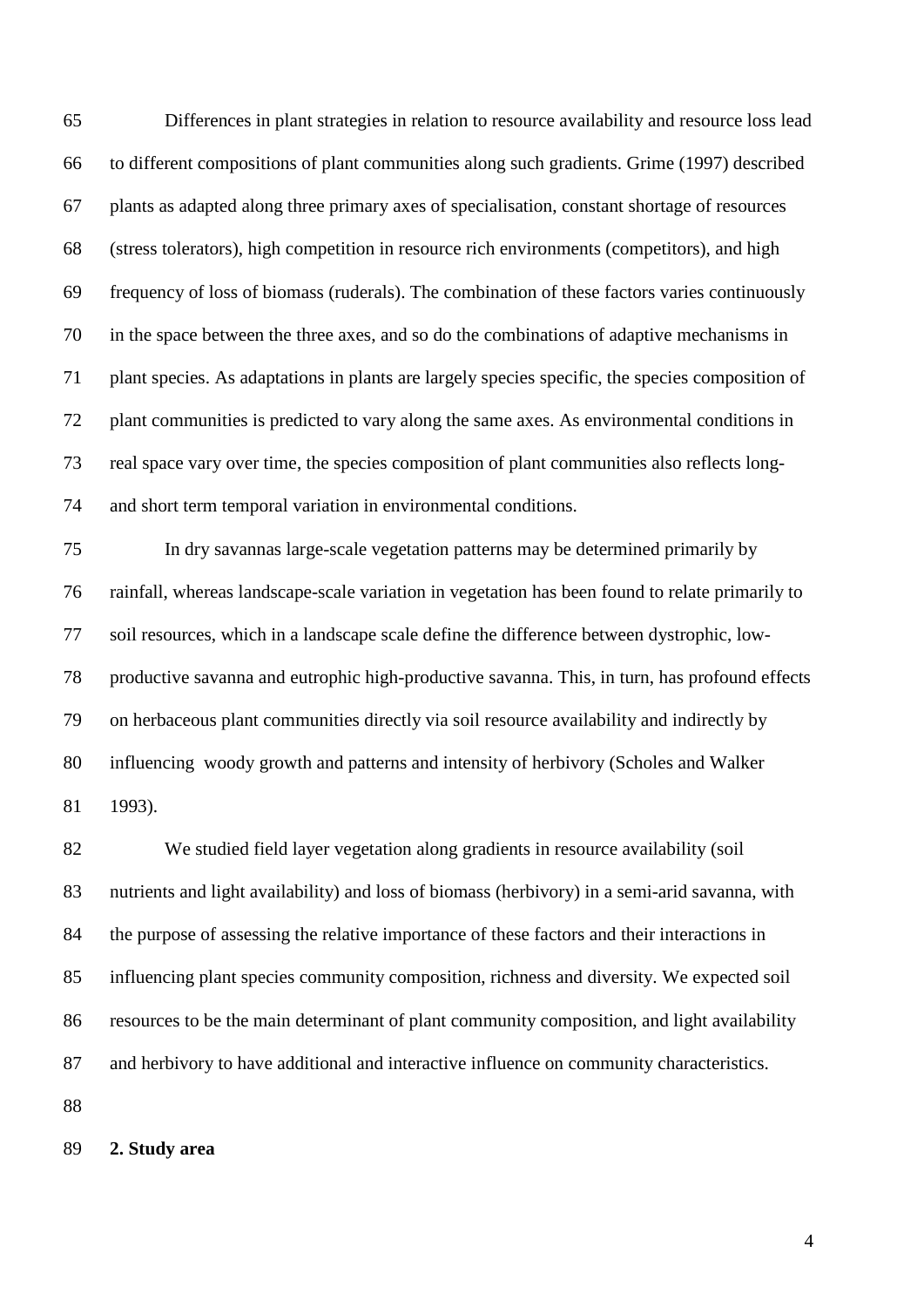Differences in plant strategies in relation to resource availability and resource loss lead to different compositions of plant communities along such gradients. Grime (1997) described plants as adapted along three primary axes of specialisation, constant shortage of resources (stress tolerators), high competition in resource rich environments (competitors), and high frequency of loss of biomass (ruderals). The combination of these factors varies continuously in the space between the three axes, and so do the combinations of adaptive mechanisms in plant species. As adaptations in plants are largely species specific, the species composition of plant communities is predicted to vary along the same axes. As environmental conditions in real space vary over time, the species composition of plant communities also reflects long- and short term temporal variation in environmental conditions.

In dry savannas large-scale vegetation patterns may be determined primarily by rainfall, whereas landscape-scale variation in vegetation has been found to relate primarily to soil resources, which in a landscape scale define the difference between dystrophic, low-productive savanna and eutrophic high-productive savanna. This, in turn, has profound effects on herbaceous plant communities directly via soil resource availability and indirectly by influencing woody growth and patterns and intensity of herbivory (Scholes and Walker 1993).

We studied field layer vegetation along gradients in resource availability (soil nutrients and light availability) and loss of biomass (herbivory) in a semi-arid savanna, with the purpose of assessing the relative importance of these factors and their interactions in influencing plant species community composition, richness and diversity. We expected soil resources to be the main determinant of plant community composition, and light availability and herbivory to have additional and interactive influence on community characteristics.

## 2. Study area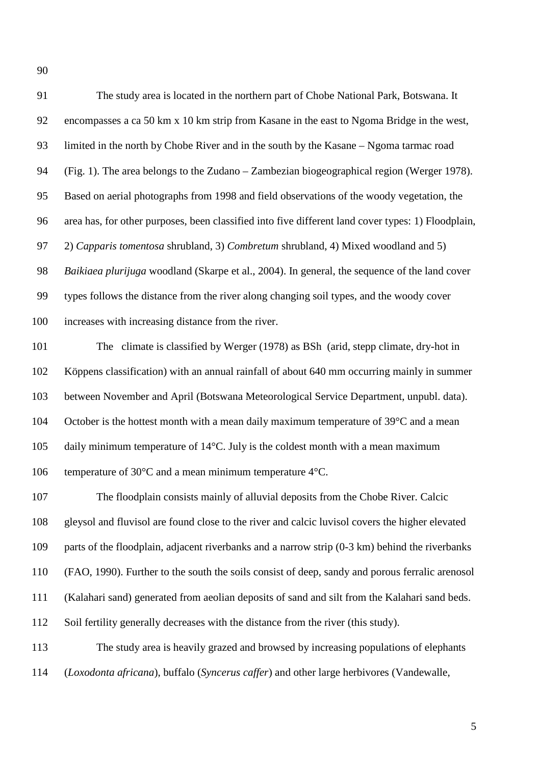The study area is located in the northern part of Chobe National Park, Botswana. It encompasses a ca 50 km x 10 km strip from Kasane in the east to Ngoma Bridge in the west, limited in the north by Chobe River and in the south by the Kasane – Ngoma tarmac road (Fig. 1). The area belongs to the Zudano – Zambezian biogeographical region (Werger 1978). Based on aerial photographs from 1998 and field observations of the woody vegetation, the area has, for other purposes, been classified into five different land cover types: 1) Floodplain, 2) *Capparis tomentosa* shrubland, 3) *Combretum* shrubland, 4) Mixed woodland and 5) *Baikiaea plurijuga* woodland (Skarpe et al., 2004). In general, the sequence of the land cover types follows the distance from the river along changing soil types, and the woody cover increases with increasing distance from the river.

The climate is classified by Werger (1978) as BSh (arid, stepp climate, dry-hot in Köppens classification) with an annual rainfall of about 640 mm occurring mainly in summer between November and April (Botswana Meteorological Service Department, unpubl. data). October is the hottest month with a mean daily maximum temperature of 39°C and a mean daily minimum temperature of 14°C. July is the coldest month with a mean maximum temperature of 30°C and a mean minimum temperature 4°C.

The floodplain consists mainly of alluvial deposits from the Chobe River. Calcic gleysol and fluvisol are found close to the river and calcic luvisol covers the higher elevated parts of the floodplain, adjacent riverbanks and a narrow strip (0-3 km) behind the riverbanks (FAO, 1990). Further to the south the soils consist of deep, sandy and porous ferralic arenosol (Kalahari sand) generated from aeolian deposits of sand and silt from the Kalahari sand beds. Soil fertility generally decreases with the distance from the river (this study).

The study area is heavily grazed and browsed by increasing populations of elephants (*Loxodonta africana*), buffalo (*Syncerus caffer*) and other large herbivores (Vandewalle,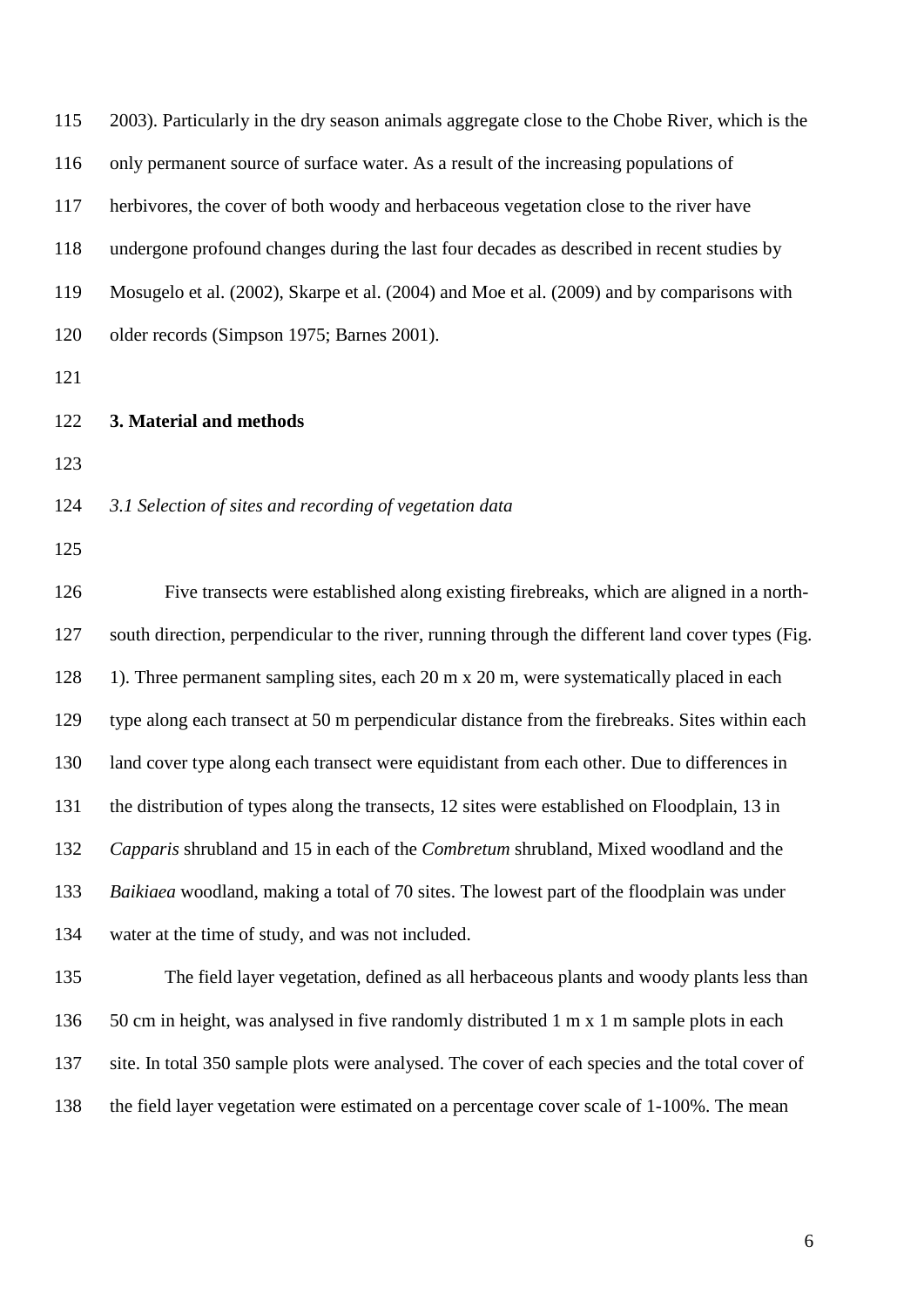2003). Particularly in the dry season animals aggregate close to the Chobe River, which is the only permanent source of surface water. As a result of the increasing populations of herbivores, the cover of both woody and herbaceous vegetation close to the river have undergone profound changes during the last four decades as described in recent studies by Mosugelo et al. (2002), Skarpe et al. (2004) and Moe et al. (2009) and by comparisons with older records (Simpson 1975; Barnes 2001).

## 3. Material and methods

### *3.1 Selection of sites and recording of vegetation data*

Five transects were established along existing firebreaks, which are aligned in a north-south direction, perpendicular to the river, running through the different land cover types (Fig. 1). Three permanent sampling sites, each 20 m x 20 m, were systematically placed in each type along each transect at 50 m perpendicular distance from the firebreaks. Sites within each land cover type along each transect were equidistant from each other. Due to differences in the distribution of types along the transects, 12 sites were established on Floodplain, 13 in *Capparis* shrubland and 15 in each of the *Combretum* shrubland, Mixed woodland and the *Baikiaea* woodland, making a total of 70 sites. The lowest part of the floodplain was under water at the time of study, and was not included.

The field layer vegetation, defined as all herbaceous plants and woody plants less than 50 cm in height, was analysed in five randomly distributed 1 m x 1 m sample plots in each site. In total 350 sample plots were analysed. The cover of each species and the total cover of the field layer vegetation were estimated on a percentage cover scale of 1-100%. The mean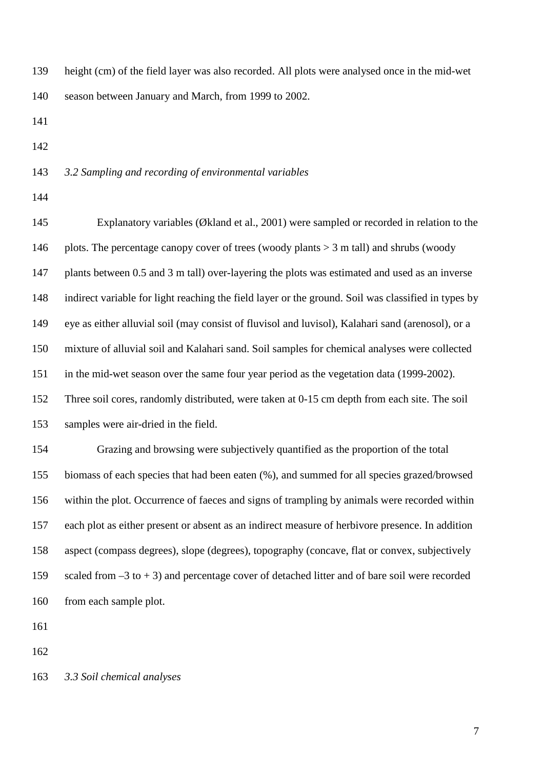height (cm) of the field layer was also recorded. All plots were analysed once in the mid-wet season between January and March, from 1999 to 2002.

### *3.2 Sampling and recording of environmental variables*

Explanatory variables (Økland et al., 2001) were sampled or recorded in relation to the plots. The percentage canopy cover of trees (woody plants > 3 m tall) and shrubs (woody plants between 0.5 and 3 m tall) over-layering the plots was estimated and used as an inverse indirect variable for light reaching the field layer or the ground. Soil was classified in types by eye as either alluvial soil (may consist of fluvisol and luvisol), Kalahari sand (arenosol), or a mixture of alluvial soil and Kalahari sand. Soil samples for chemical analyses were collected in the mid-wet season over the same four year period as the vegetation data (1999-2002). Three soil cores, randomly distributed, were taken at 0-15 cm depth from each site. The soil samples were air-dried in the field.

Grazing and browsing were subjectively quantified as the proportion of the total biomass of each species that had been eaten (%), and summed for all species grazed/browsed within the plot. Occurrence of faeces and signs of trampling by animals were recorded within each plot as either present or absent as an indirect measure of herbivore presence. In addition aspect (compass degrees), slope (degrees), topography (concave, flat or convex, subjectively scaled from –3 to + 3) and percentage cover of detached litter and of bare soil were recorded from each sample plot.

### *3.3 Soil chemical analyses*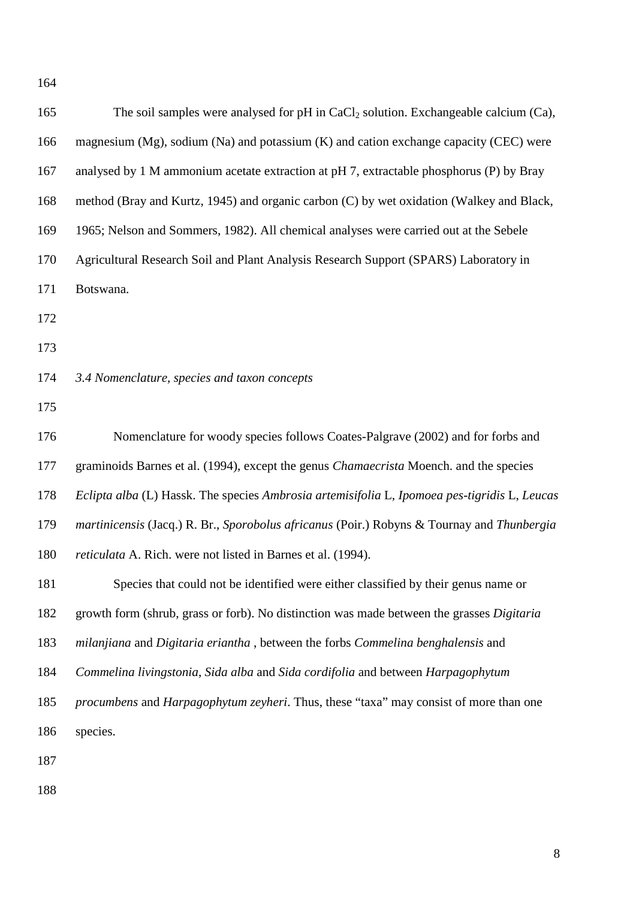The soil samples were analysed for pH in $CaCl_2$ solution. Exchangeable calcium (Ca), magnesium (Mg), sodium (Na) and potassium (K) and cation exchange capacity (CEC) were analysed by 1 M ammonium acetate extraction at pH 7, extractable phosphorus (P) by Bray method (Bray and Kurtz, 1945) and organic carbon (C) by wet oxidation (Walkey and Black, 1965; Nelson and Sommers, 1982). All chemical analyses were carried out at the Sebele Agricultural Research Soil and Plant Analysis Research Support (SPARS) Laboratory in Botswana.

### *3.4 Nomenclature, species and taxon concepts*

Nomenclature for woody species follows Coates-Palgrave (2002) and for forbs and graminoids Barnes et al. (1994), except the genus *Chamaecrista* Moench. and the species *Eclipta alba* (L) Hassk. The species *Ambrosia artemisifolia* L, *Ipomoea pes-tigridis* L, *Leucas martinicensis* (Jacq.) R. Br., *Sporobolus africanus* (Poir.) Robyns & Tournay and *Thunbergia reticulata* A. Rich. were not listed in Barnes et al. (1994).

Species that could not be identified were either classified by their genus name or growth form (shrub, grass or forb). No distinction was made between the grasses *Digitaria milanjiana* and *Digitaria eriantha* , between the forbs *Commelina benghalensis* and *Commelina livingstonia*, *Sida alba* and *Sida cordifolia* and between *Harpagophytum procumbens* and *Harpagophytum zeyheri*. Thus, these "taxa" may consist of more than one species.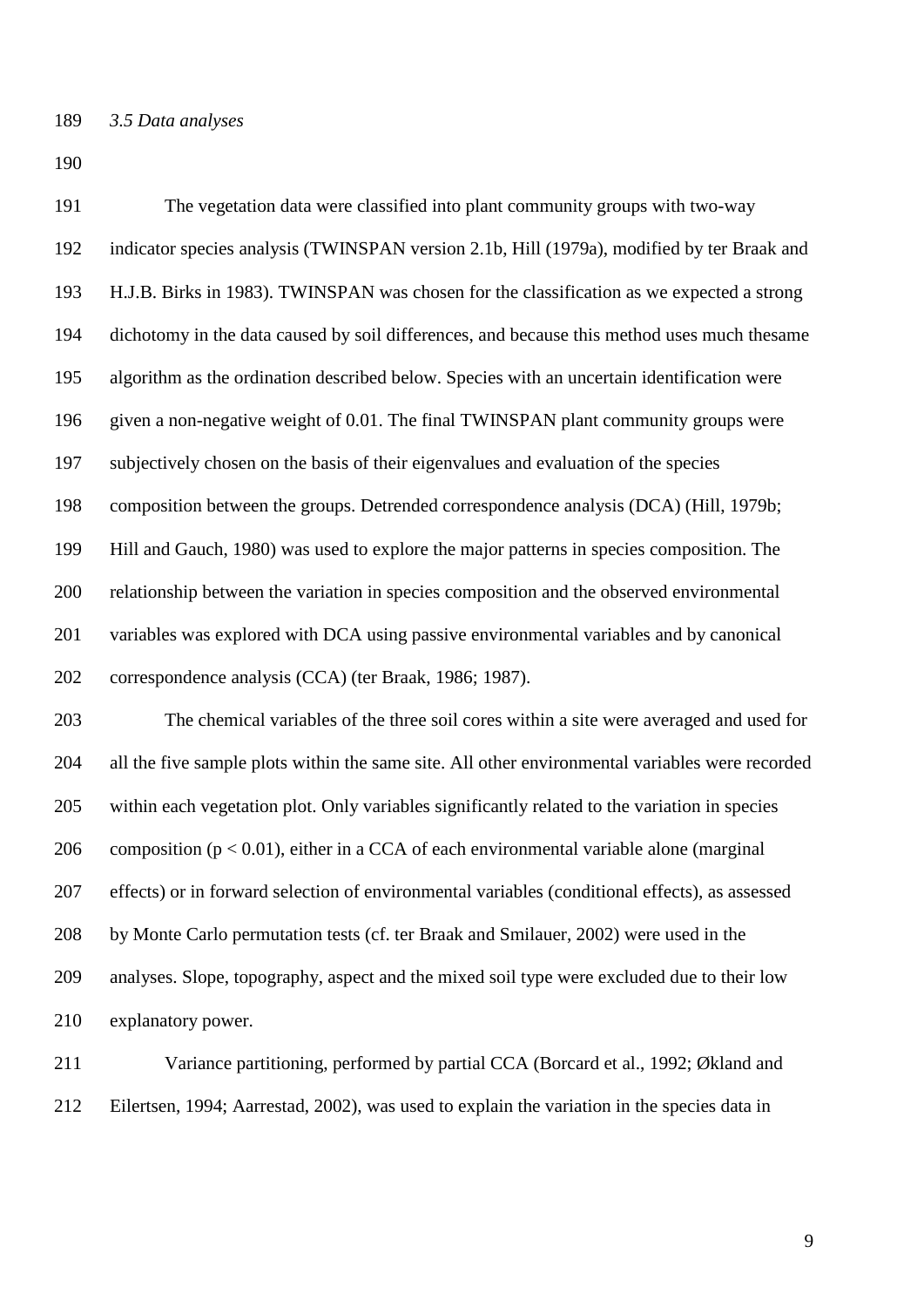### *3.5 Data analyses*

The vegetation data were classified into plant community groups with two-way indicator species analysis (TWINSPAN version 2.1b, Hill (1979a), modified by ter Braak and H.J.B. Birks in 1983). TWINSPAN was chosen for the classification as we expected a strong dichotomy in the data caused by soil differences, and because this method uses much thesame algorithm as the ordination described below. Species with an uncertain identification were given a non-negative weight of 0.01. The final TWINSPAN plant community groups were subjectively chosen on the basis of their eigenvalues and evaluation of the species composition between the groups. Detrended correspondence analysis (DCA) (Hill, 1979b; Hill and Gauch, 1980) was used to explore the major patterns in species composition. The relationship between the variation in species composition and the observed environmental variables was explored with DCA using passive environmental variables and by canonical correspondence analysis (CCA) (ter Braak, 1986; 1987).

The chemical variables of the three soil cores within a site were averaged and used for all the five sample plots within the same site. All other environmental variables were recorded within each vegetation plot. Only variables significantly related to the variation in species composition ($p < 0.01$), either in a CCA of each environmental variable alone (marginal effects) or in forward selection of environmental variables (conditional effects), as assessed by Monte Carlo permutation tests (cf. ter Braak and Smilauer, 2002) were used in the analyses. Slope, topography, aspect and the mixed soil type were excluded due to their low explanatory power.

Variance partitioning, performed by partial CCA (Borcard et al., 1992; Økland and Eilertsen, 1994; Aarrestad, 2002), was used to explain the variation in the species data in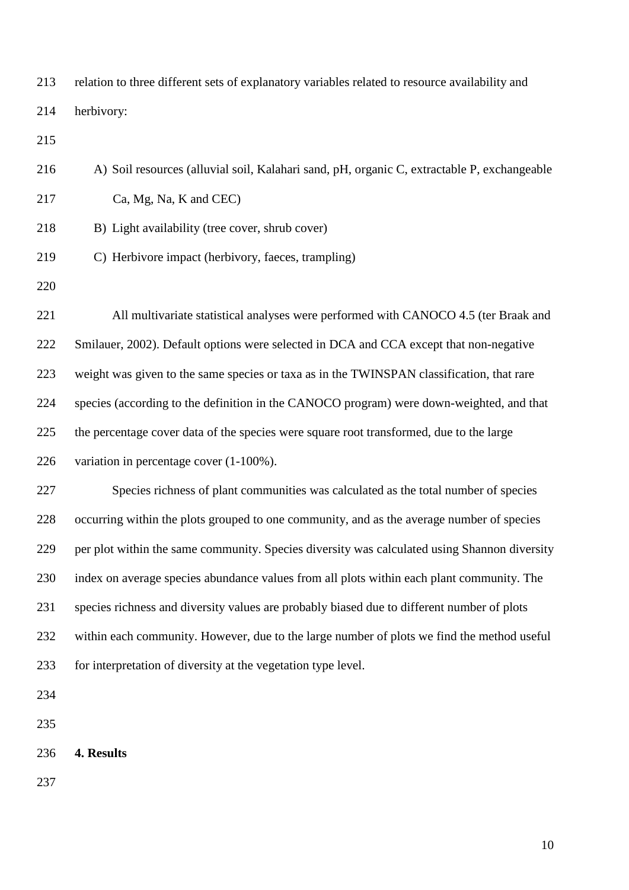relation to three different sets of explanatory variables related to resource availability and herbivory:

A) Soil resources (alluvial soil, Kalahari sand, pH, organic C, extractable P, exchangeable Ca, Mg, Na, K and CEC)
B) Light availability (tree cover, shrub cover)
C) Herbivore impact (herbivory, faeces, trampling)

All multivariate statistical analyses were performed with CANOCO 4.5 (ter Braak and Smilauer, 2002). Default options were selected in DCA and CCA except that non-negative weight was given to the same species or taxa as in the TWINSPAN classification, that rare species (according to the definition in the CANOCO program) were down-weighted, and that the percentage cover data of the species were square root transformed, due to the large variation in percentage cover (1-100%).

Species richness of plant communities was calculated as the total number of species occurring within the plots grouped to one community, and as the average number of species per plot within the same community. Species diversity was calculated using Shannon diversity index on average species abundance values from all plots within each plant community. The species richness and diversity values are probably biased due to different number of plots within each community. However, due to the large number of plots we find the method useful for interpretation of diversity at the vegetation type level.

## 4. Results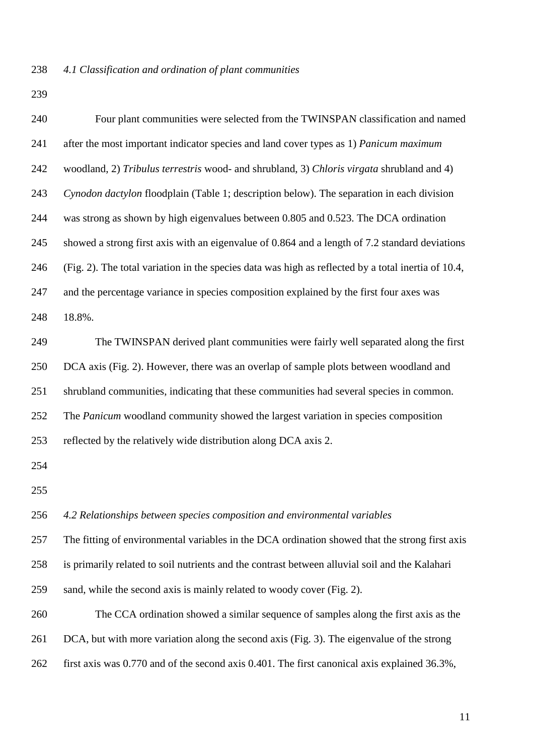### *4.1 Classification and ordination of plant communities*

Four plant communities were selected from the TWINSPAN classification and named after the most important indicator species and land cover types as 1) *Panicum maximum* woodland, 2) *Tribulus terrestris* wood- and shrubland, 3) *Chloris virgata* shrubland and 4) *Cynodon dactylon* floodplain (Table 1; description below). The separation in each division was strong as shown by high eigenvalues between 0.805 and 0.523. The DCA ordination showed a strong first axis with an eigenvalue of 0.864 and a length of 7.2 standard deviations (Fig. 2). The total variation in the species data was high as reflected by a total inertia of 10.4, and the percentage variance in species composition explained by the first four axes was 18.8%.

The TWINSPAN derived plant communities were fairly well separated along the first DCA axis (Fig. 2). However, there was an overlap of sample plots between woodland and shrubland communities, indicating that these communities had several species in common. The *Panicum* woodland community showed the largest variation in species composition reflected by the relatively wide distribution along DCA axis 2.

### *4.2 Relationships between species composition and environmental variables*

The fitting of environmental variables in the DCA ordination showed that the strong first axis is primarily related to soil nutrients and the contrast between alluvial soil and the Kalahari sand, while the second axis is mainly related to woody cover (Fig. 2).

The CCA ordination showed a similar sequence of samples along the first axis as the DCA, but with more variation along the second axis (Fig. 3). The eigenvalue of the strong first axis was 0.770 and of the second axis 0.401. The first canonical axis explained 36.3%,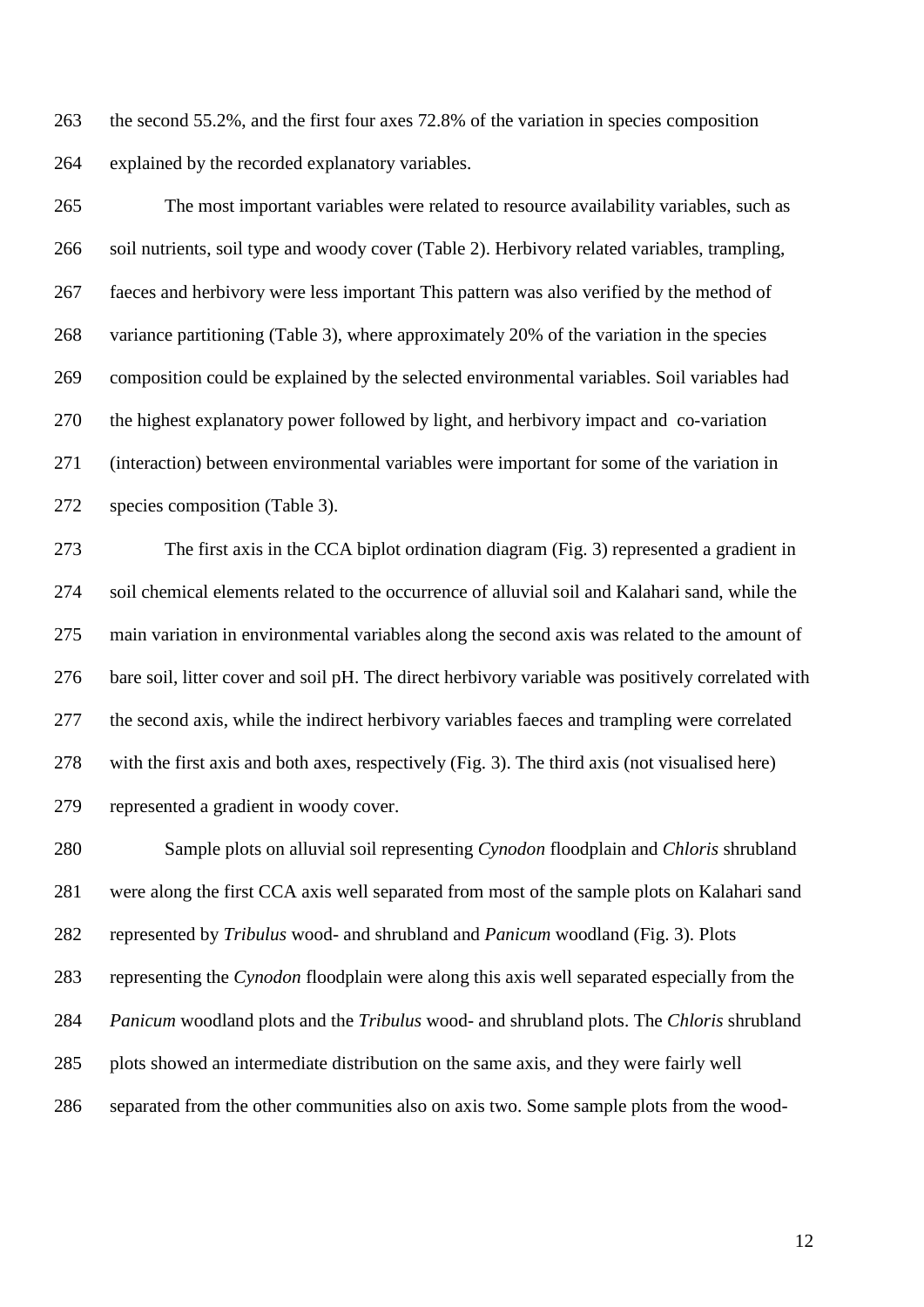the second 55.2%, and the first four axes 72.8% of the variation in species composition explained by the recorded explanatory variables.

The most important variables were related to resource availability variables, such as soil nutrients, soil type and woody cover (Table 2). Herbivory related variables, trampling, faeces and herbivory were less important This pattern was also verified by the method of variance partitioning (Table 3), where approximately 20% of the variation in the species composition could be explained by the selected environmental variables. Soil variables had the highest explanatory power followed by light, and herbivory impact and co-variation (interaction) between environmental variables were important for some of the variation in species composition (Table 3).

The first axis in the CCA biplot ordination diagram (Fig. 3) represented a gradient in soil chemical elements related to the occurrence of alluvial soil and Kalahari sand, while the main variation in environmental variables along the second axis was related to the amount of bare soil, litter cover and soil pH. The direct herbivory variable was positively correlated with the second axis, while the indirect herbivory variables faeces and trampling were correlated with the first axis and both axes, respectively (Fig. 3). The third axis (not visualised here) represented a gradient in woody cover.

Sample plots on alluvial soil representing *Cynodon* floodplain and *Chloris* shrubland were along the first CCA axis well separated from most of the sample plots on Kalahari sand represented by *Tribulus* wood- and shrubland and *Panicum* woodland (Fig. 3). Plots representing the *Cynodon* floodplain were along this axis well separated especially from the *Panicum* woodland plots and the *Tribulus* wood- and shrubland plots. The *Chloris* shrubland plots showed an intermediate distribution on the same axis, and they were fairly well separated from the other communities also on axis two. Some sample plots from the wood-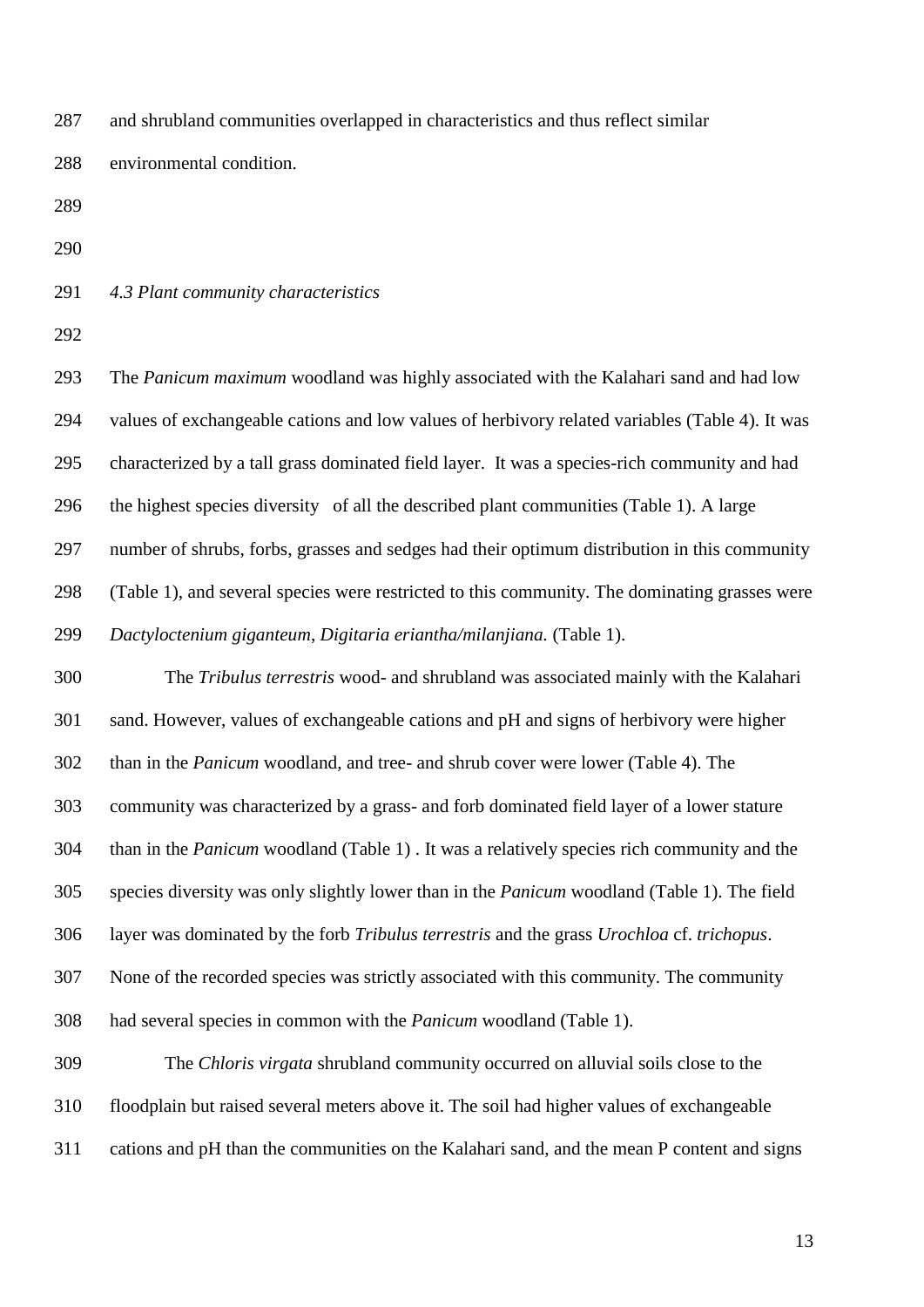and shrubland communities overlapped in characteristics and thus reflect similar environmental condition.

### *4.3 Plant community characteristics*

The *Panicum maximum* woodland was highly associated with the Kalahari sand and had low values of exchangeable cations and low values of herbivory related variables (Table 4). It was characterized by a tall grass dominated field layer. It was a species-rich community and had the highest species diversity of all the described plant communities (Table 1). A large number of shrubs, forbs, grasses and sedges had their optimum distribution in this community (Table 1), and several species were restricted to this community. The dominating grasses were *Dactyloctenium giganteum*, *Digitaria eriantha/milanjiana.* (Table 1).

The *Tribulus terrestris* wood- and shrubland was associated mainly with the Kalahari sand. However, values of exchangeable cations and pH and signs of herbivory were higher than in the *Panicum* woodland, and tree- and shrub cover were lower (Table 4). The community was characterized by a grass- and forb dominated field layer of a lower stature than in the *Panicum* woodland (Table 1) . It was a relatively species rich community and the species diversity was only slightly lower than in the *Panicum* woodland (Table 1). The field layer was dominated by the forb *Tribulus terrestris* and the grass *Urochloa* cf. *trichopus*. None of the recorded species was strictly associated with this community. The community had several species in common with the *Panicum* woodland (Table 1).

The *Chloris virgata* shrubland community occurred on alluvial soils close to the floodplain but raised several meters above it. The soil had higher values of exchangeable cations and pH than the communities on the Kalahari sand, and the mean P content and signs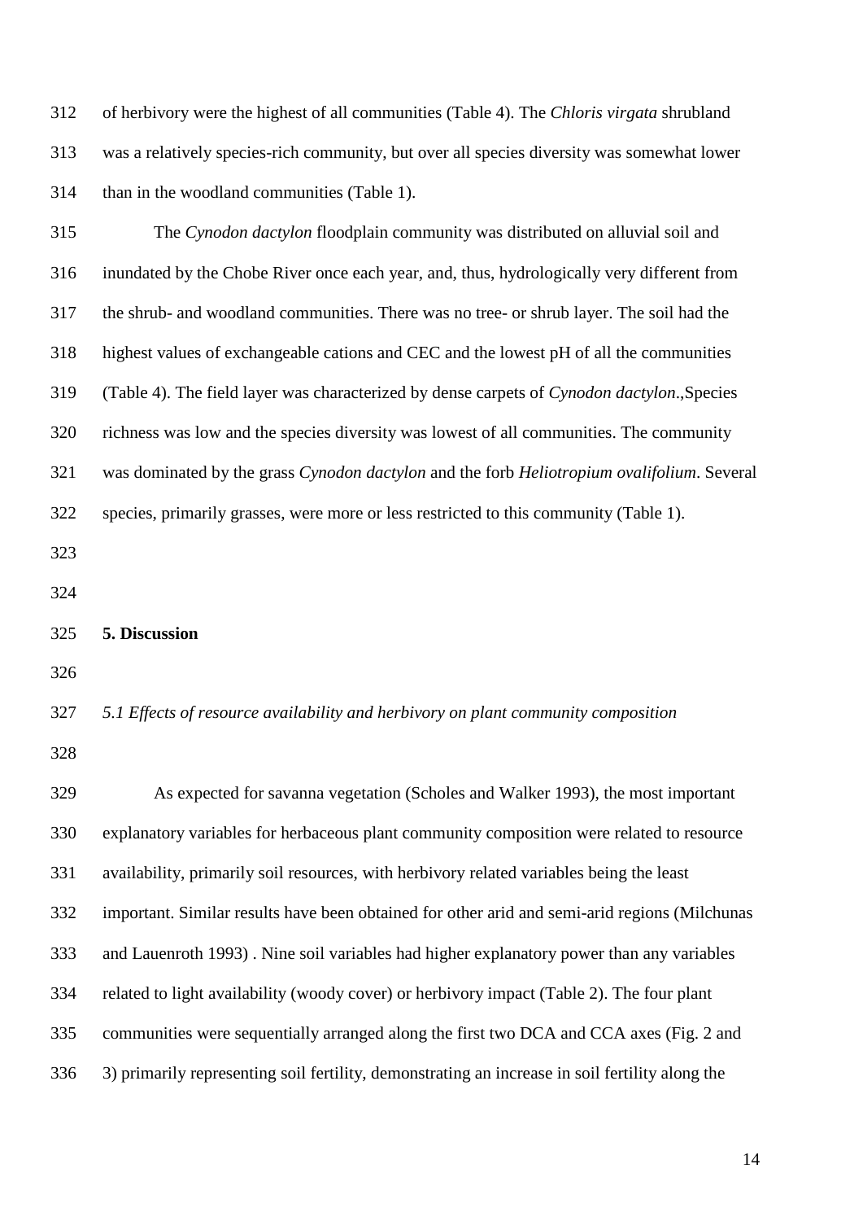of herbivory were the highest of all communities (Table 4). The *Chloris virgata* shrubland was a relatively species-rich community, but over all species diversity was somewhat lower than in the woodland communities (Table 1).

The *Cynodon dactylon* floodplain community was distributed on alluvial soil and inundated by the Chobe River once each year, and, thus, hydrologically very different from the shrub- and woodland communities. There was no tree- or shrub layer. The soil had the highest values of exchangeable cations and CEC and the lowest pH of all the communities (Table 4). The field layer was characterized by dense carpets of *Cynodon dactylon*.,Species richness was low and the species diversity was lowest of all communities. The community was dominated by the grass *Cynodon dactylon* and the forb *Heliotropium ovalifolium*. Several species, primarily grasses, were more or less restricted to this community (Table 1).

## 5. Discussion

### *5.1 Effects of resource availability and herbivory on plant community composition*

As expected for savanna vegetation (Scholes and Walker 1993), the most important explanatory variables for herbaceous plant community composition were related to resource availability, primarily soil resources, with herbivory related variables being the least important. Similar results have been obtained for other arid and semi-arid regions (Milchunas and Lauenroth 1993) . Nine soil variables had higher explanatory power than any variables related to light availability (woody cover) or herbivory impact (Table 2). The four plant communities were sequentially arranged along the first two DCA and CCA axes (Fig. 2 and 3) primarily representing soil fertility, demonstrating an increase in soil fertility along the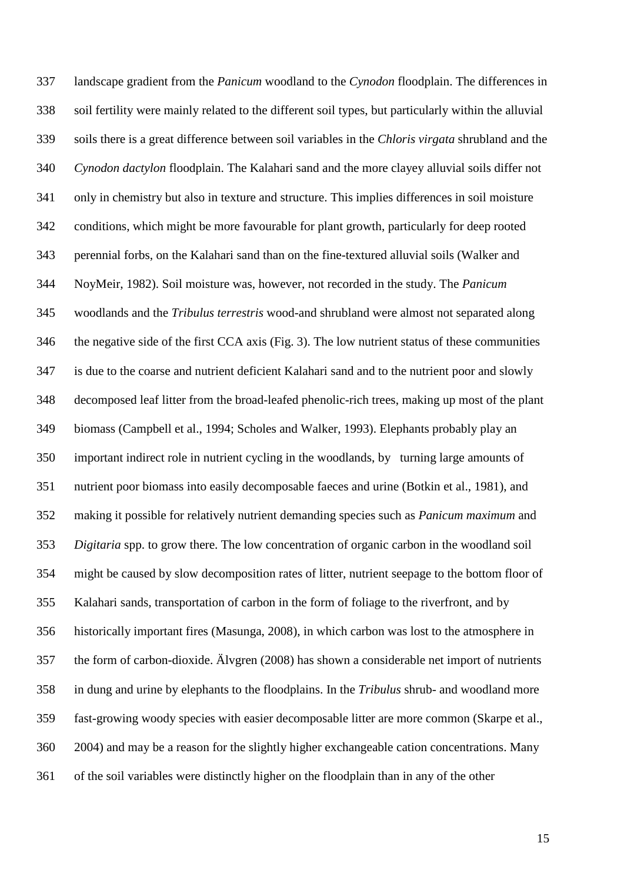landscape gradient from the *Panicum* woodland to the *Cynodon* floodplain. The differences in soil fertility were mainly related to the different soil types, but particularly within the alluvial soils there is a great difference between soil variables in the *Chloris virgata* shrubland and the *Cynodon dactylon* floodplain. The Kalahari sand and the more clayey alluvial soils differ not only in chemistry but also in texture and structure. This implies differences in soil moisture conditions, which might be more favourable for plant growth, particularly for deep rooted perennial forbs, on the Kalahari sand than on the fine-textured alluvial soils (Walker and NoyMeir, 1982). Soil moisture was, however, not recorded in the study. The *Panicum* woodlands and the *Tribulus terrestris* wood-and shrubland were almost not separated along the negative side of the first CCA axis (Fig. 3). The low nutrient status of these communities is due to the coarse and nutrient deficient Kalahari sand and to the nutrient poor and slowly decomposed leaf litter from the broad-leafed phenolic-rich trees, making up most of the plant biomass (Campbell et al., 1994; Scholes and Walker, 1993). Elephants probably play an important indirect role in nutrient cycling in the woodlands, by turning large amounts of nutrient poor biomass into easily decomposable faeces and urine (Botkin et al., 1981), and making it possible for relatively nutrient demanding species such as *Panicum maximum* and *Digitaria* spp. to grow there. The low concentration of organic carbon in the woodland soil might be caused by slow decomposition rates of litter, nutrient seepage to the bottom floor of Kalahari sands, transportation of carbon in the form of foliage to the riverfront, and by historically important fires (Masunga, 2008), in which carbon was lost to the atmosphere in the form of carbon-dioxide. Älvgren (2008) has shown a considerable net import of nutrients in dung and urine by elephants to the floodplains. In the *Tribulus* shrub- and woodland more fast-growing woody species with easier decomposable litter are more common (Skarpe et al., 2004) and may be a reason for the slightly higher exchangeable cation concentrations. Many of the soil variables were distinctly higher on the floodplain than in any of the other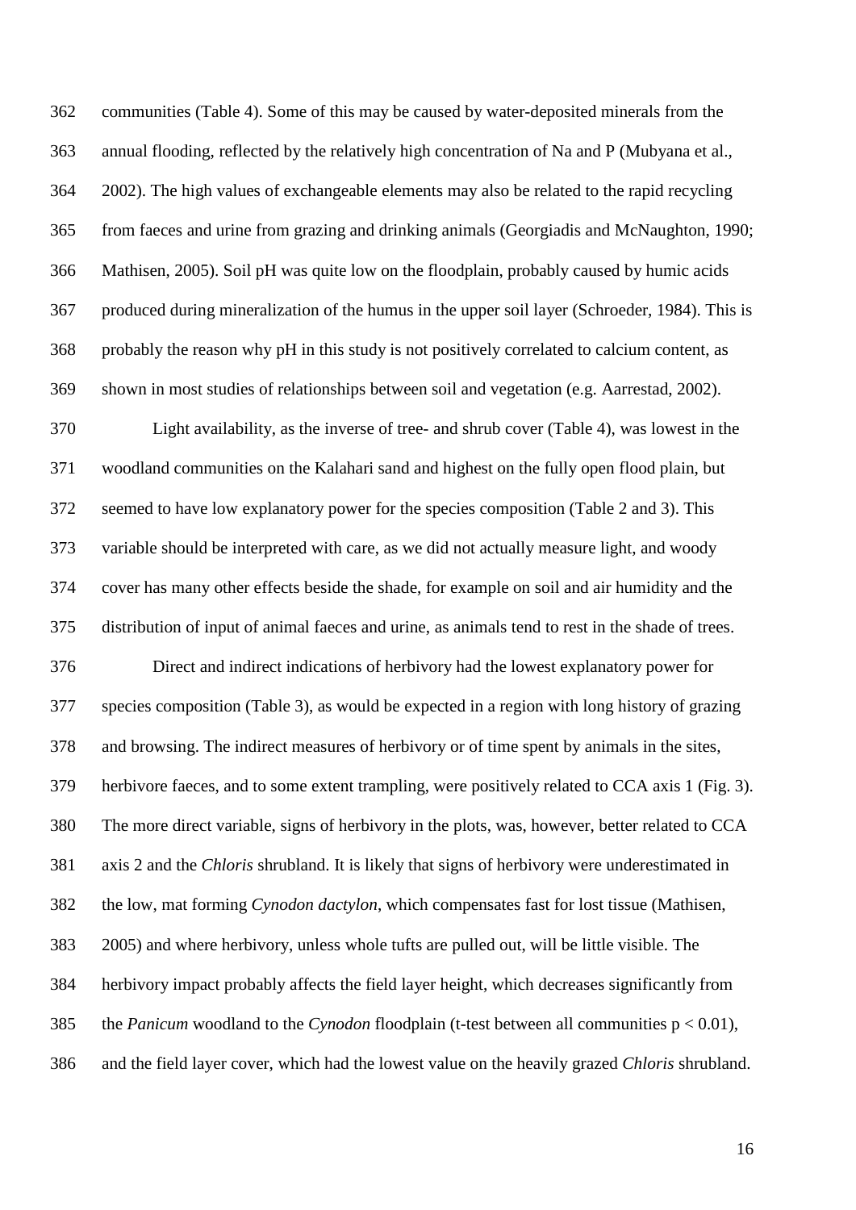communities (Table 4). Some of this may be caused by water-deposited minerals from the annual flooding, reflected by the relatively high concentration of Na and P (Mubyana et al., 2002). The high values of exchangeable elements may also be related to the rapid recycling from faeces and urine from grazing and drinking animals (Georgiadis and McNaughton, 1990; Mathisen, 2005). Soil pH was quite low on the floodplain, probably caused by humic acids produced during mineralization of the humus in the upper soil layer (Schroeder, 1984). This is probably the reason why pH in this study is not positively correlated to calcium content, as shown in most studies of relationships between soil and vegetation (e.g. Aarrestad, 2002).

Light availability, as the inverse of tree- and shrub cover (Table 4), was lowest in the woodland communities on the Kalahari sand and highest on the fully open flood plain, but seemed to have low explanatory power for the species composition (Table 2 and 3). This variable should be interpreted with care, as we did not actually measure light, and woody cover has many other effects beside the shade, for example on soil and air humidity and the distribution of input of animal faeces and urine, as animals tend to rest in the shade of trees.

Direct and indirect indications of herbivory had the lowest explanatory power for species composition (Table 3), as would be expected in a region with long history of grazing and browsing. The indirect measures of herbivory or of time spent by animals in the sites, herbivore faeces, and to some extent trampling, were positively related to CCA axis 1 (Fig. 3). The more direct variable, signs of herbivory in the plots, was, however, better related to CCA axis 2 and the *Chloris* shrubland. It is likely that signs of herbivory were underestimated in the low, mat forming *Cynodon dactylon*, which compensates fast for lost tissue (Mathisen, 2005) and where herbivory, unless whole tufts are pulled out, will be little visible. The herbivory impact probably affects the field layer height, which decreases significantly from the *Panicum* woodland to the *Cynodon* floodplain (t-test between all communities $p < 0.01$), and the field layer cover, which had the lowest value on the heavily grazed *Chloris* shrubland.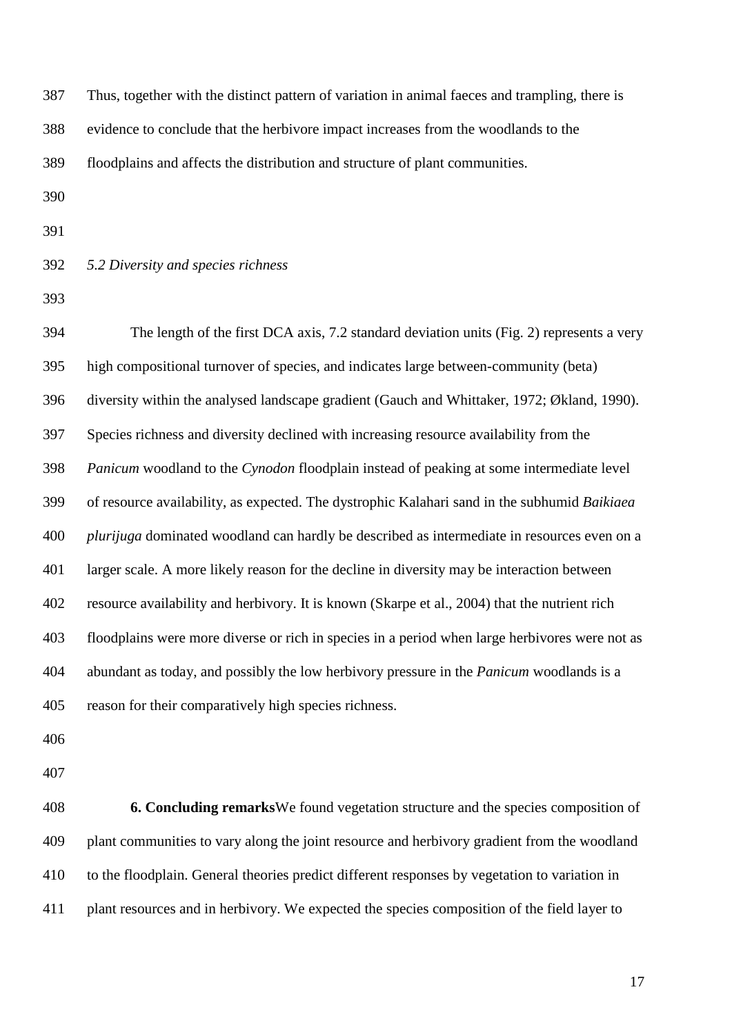Thus, together with the distinct pattern of variation in animal faeces and trampling, there is evidence to conclude that the herbivore impact increases from the woodlands to the floodplains and affects the distribution and structure of plant communities.

*5.2 Diversity and species richness*

The length of the first DCA axis, 7.2 standard deviation units (Fig. 2) represents a very high compositional turnover of species, and indicates large between-community (beta) diversity within the analysed landscape gradient (Gauch and Whittaker, 1972; Økland, 1990). Species richness and diversity declined with increasing resource availability from the *Panicum* woodland to the *Cynodon* floodplain instead of peaking at some intermediate level of resource availability, as expected. The dystrophic Kalahari sand in the subhumid *Baikiaea plurijuga* dominated woodland can hardly be described as intermediate in resources even on a larger scale. A more likely reason for the decline in diversity may be interaction between resource availability and herbivory. It is known (Skarpe et al., 2004) that the nutrient rich floodplains were more diverse or rich in species in a period when large herbivores were not as abundant as today, and possibly the low herbivory pressure in the *Panicum* woodlands is a reason for their comparatively high species richness.

## 6. Concluding remarks

We found vegetation structure and the species composition of plant communities to vary along the joint resource and herbivory gradient from the woodland to the floodplain. General theories predict different responses by vegetation to variation in plant resources and in herbivory. We expected the species composition of the field layer to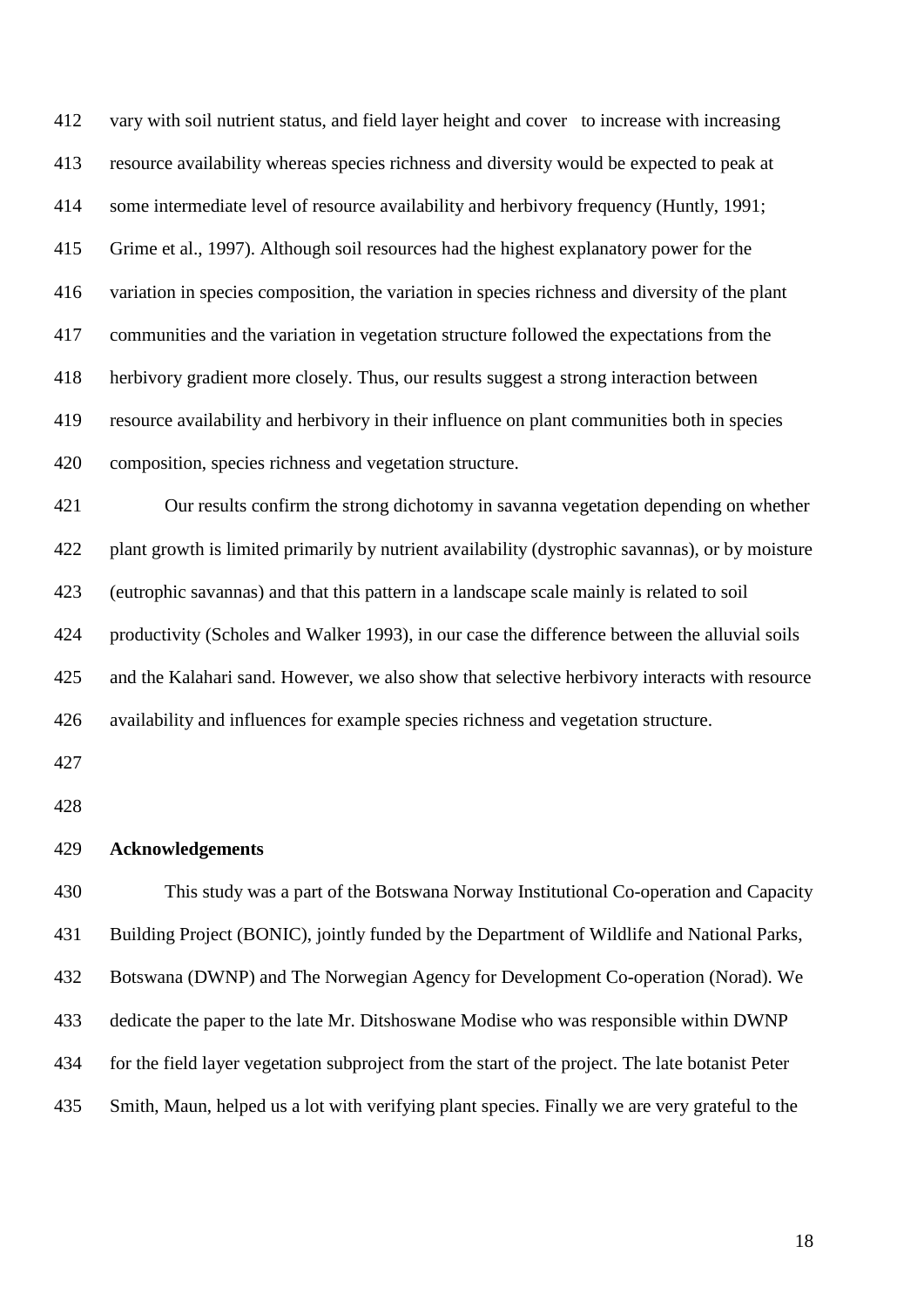vary with soil nutrient status, and field layer height and cover to increase with increasing resource availability whereas species richness and diversity would be expected to peak at some intermediate level of resource availability and herbivory frequency (Huntly, 1991; Grime et al., 1997). Although soil resources had the highest explanatory power for the variation in species composition, the variation in species richness and diversity of the plant communities and the variation in vegetation structure followed the expectations from the herbivory gradient more closely. Thus, our results suggest a strong interaction between resource availability and herbivory in their influence on plant communities both in species composition, species richness and vegetation structure.

Our results confirm the strong dichotomy in savanna vegetation depending on whether plant growth is limited primarily by nutrient availability (dystrophic savannas), or by moisture (eutrophic savannas) and that this pattern in a landscape scale mainly is related to soil productivity (Scholes and Walker 1993), in our case the difference between the alluvial soils and the Kalahari sand. However, we also show that selective herbivory interacts with resource availability and influences for example species richness and vegetation structure.

## Acknowledgements

This study was a part of the Botswana Norway Institutional Co-operation and Capacity Building Project (BONIC), jointly funded by the Department of Wildlife and National Parks, Botswana (DWNP) and The Norwegian Agency for Development Co-operation (Norad). We dedicate the paper to the late Mr. Ditshoswane Modise who was responsible within DWNP for the field layer vegetation subproject from the start of the project. The late botanist Peter Smith, Maun, helped us a lot with verifying plant species. Finally we are very grateful to the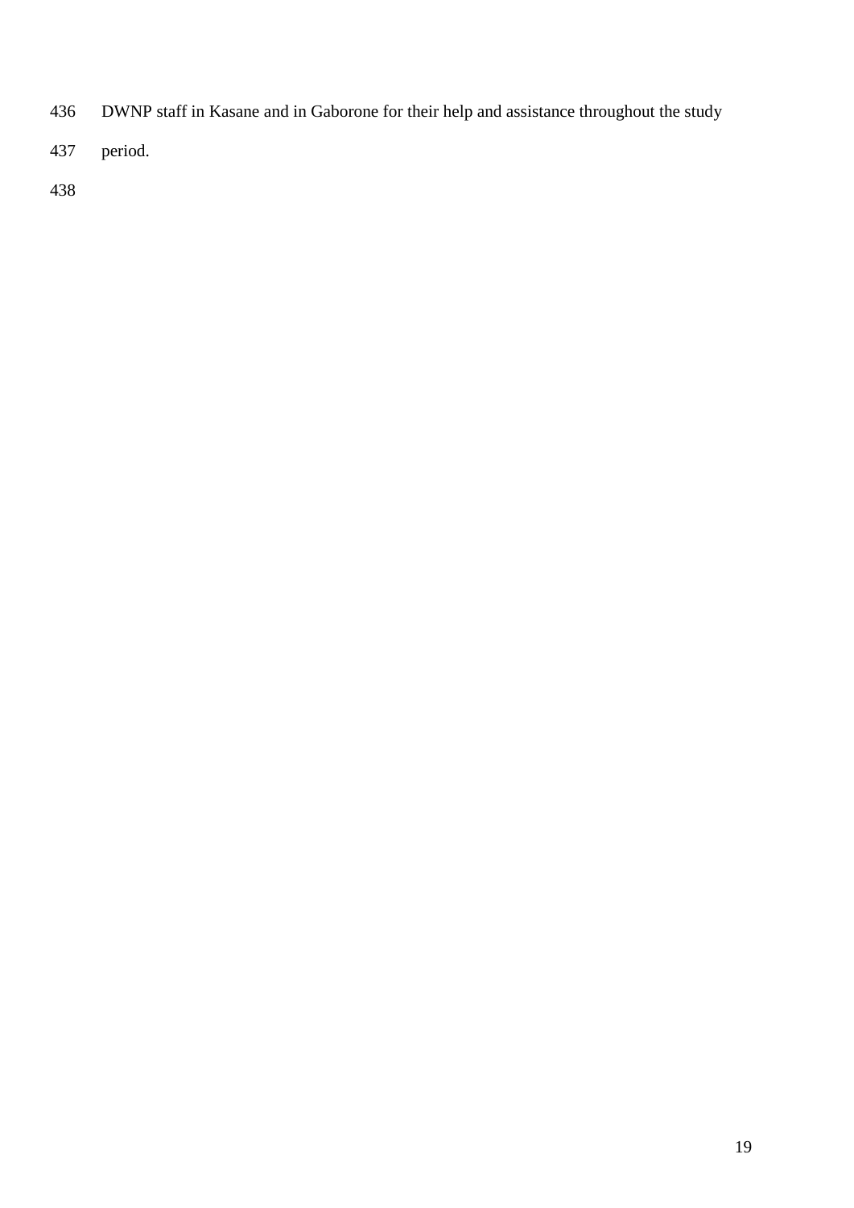DWNP staff in Kasane and in Gaborone for their help and assistance throughout the study period.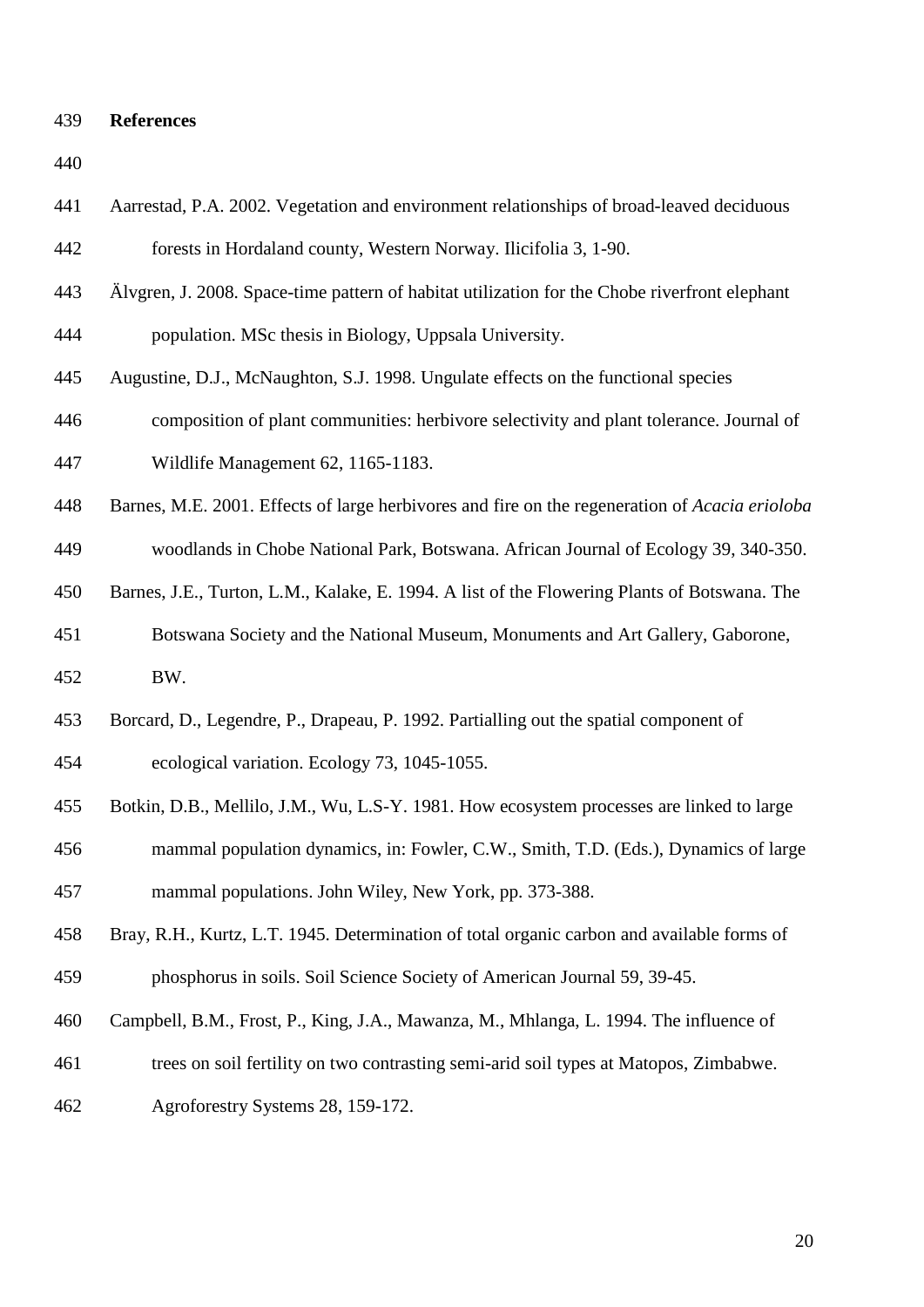## References

Aarrestad, P.A. 2002. Vegetation and environment relationships of broad-leaved deciduous forests in Hordaland county, Western Norway. Ilicifolia 3, 1-90.

Älvgren, J. 2008. Space-time pattern of habitat utilization for the Chobe riverfront elephant population. MSc thesis in Biology, Uppsala University.

Augustine, D.J., McNaughton, S.J. 1998. Ungulate effects on the functional species composition of plant communities: herbivore selectivity and plant tolerance. Journal of Wildlife Management 62, 1165-1183.

Barnes, M.E. 2001. Effects of large herbivores and fire on the regeneration of *Acacia erioloba* woodlands in Chobe National Park, Botswana. African Journal of Ecology 39, 340-350.

Barnes, J.E., Turton, L.M., Kalake, E. 1994. A list of the Flowering Plants of Botswana. The Botswana Society and the National Museum, Monuments and Art Gallery, Gaborone, BW.

Borcard, D., Legendre, P., Drapeau, P. 1992. Partialling out the spatial component of ecological variation. Ecology 73, 1045-1055.

Botkin, D.B., Mellilo, J.M., Wu, L.S-Y. 1981. How ecosystem processes are linked to large mammal population dynamics, in: Fowler, C.W., Smith, T.D. (Eds.), Dynamics of large mammal populations. John Wiley, New York, pp. 373-388.

Bray, R.H., Kurtz, L.T. 1945. Determination of total organic carbon and available forms of phosphorus in soils. Soil Science Society of American Journal 59, 39-45.

Campbell, B.M., Frost, P., King, J.A., Mawanza, M., Mhlanga, L. 1994. The influence of trees on soil fertility on two contrasting semi-arid soil types at Matopos, Zimbabwe. Agroforestry Systems 28, 159-172.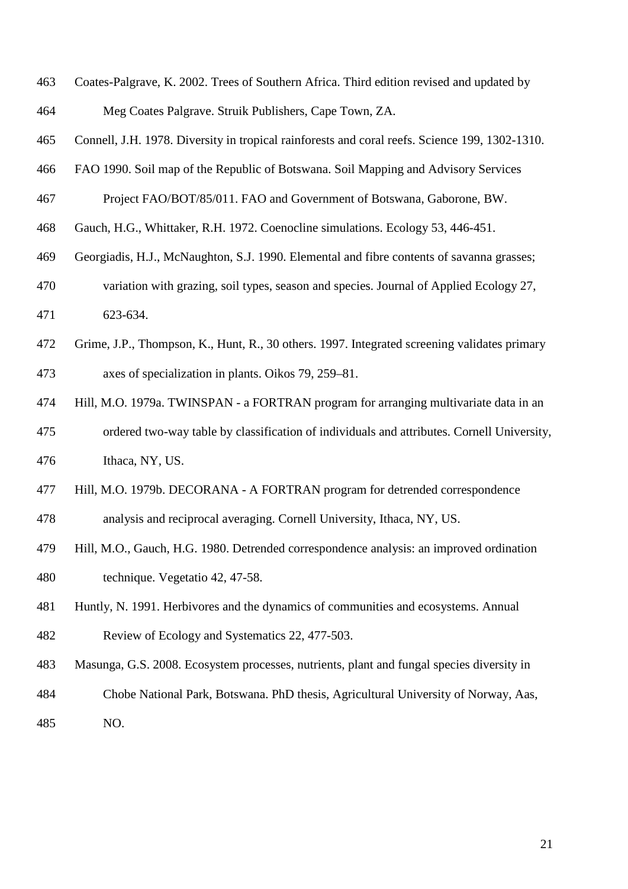Coates-Palgrave, K. 2002. Trees of Southern Africa. Third edition revised and updated by Meg Coates Palgrave. Struik Publishers, Cape Town, ZA.

Connell, J.H. 1978. Diversity in tropical rainforests and coral reefs. Science 199, 1302-1310.

FAO 1990. Soil map of the Republic of Botswana. Soil Mapping and Advisory Services Project FAO/BOT/85/011. FAO and Government of Botswana, Gaborone, BW.

Gauch, H.G., Whittaker, R.H. 1972. Coenocline simulations. Ecology 53, 446-451.

Georgiadis, H.J., McNaughton, S.J. 1990. Elemental and fibre contents of savanna grasses; variation with grazing, soil types, season and species. Journal of Applied Ecology 27, 623-634.

Grime, J.P., Thompson, K., Hunt, R., 30 others. 1997. Integrated screening validates primary axes of specialization in plants. Oikos 79, 259–81.

Hill, M.O. 1979a. TWINSPAN - a FORTRAN program for arranging multivariate data in an ordered two-way table by classification of individuals and attributes. Cornell University, Ithaca, NY, US.

Hill, M.O. 1979b. DECORANA - A FORTRAN program for detrended correspondence analysis and reciprocal averaging. Cornell University, Ithaca, NY, US.

Hill, M.O., Gauch, H.G. 1980. Detrended correspondence analysis: an improved ordination technique. Vegetatio 42, 47-58.

Huntly, N. 1991. Herbivores and the dynamics of communities and ecosystems. Annual Review of Ecology and Systematics 22, 477-503.

Masunga, G.S. 2008. Ecosystem processes, nutrients, plant and fungal species diversity in Chobe National Park, Botswana. PhD thesis, Agricultural University of Norway, Aas, NO.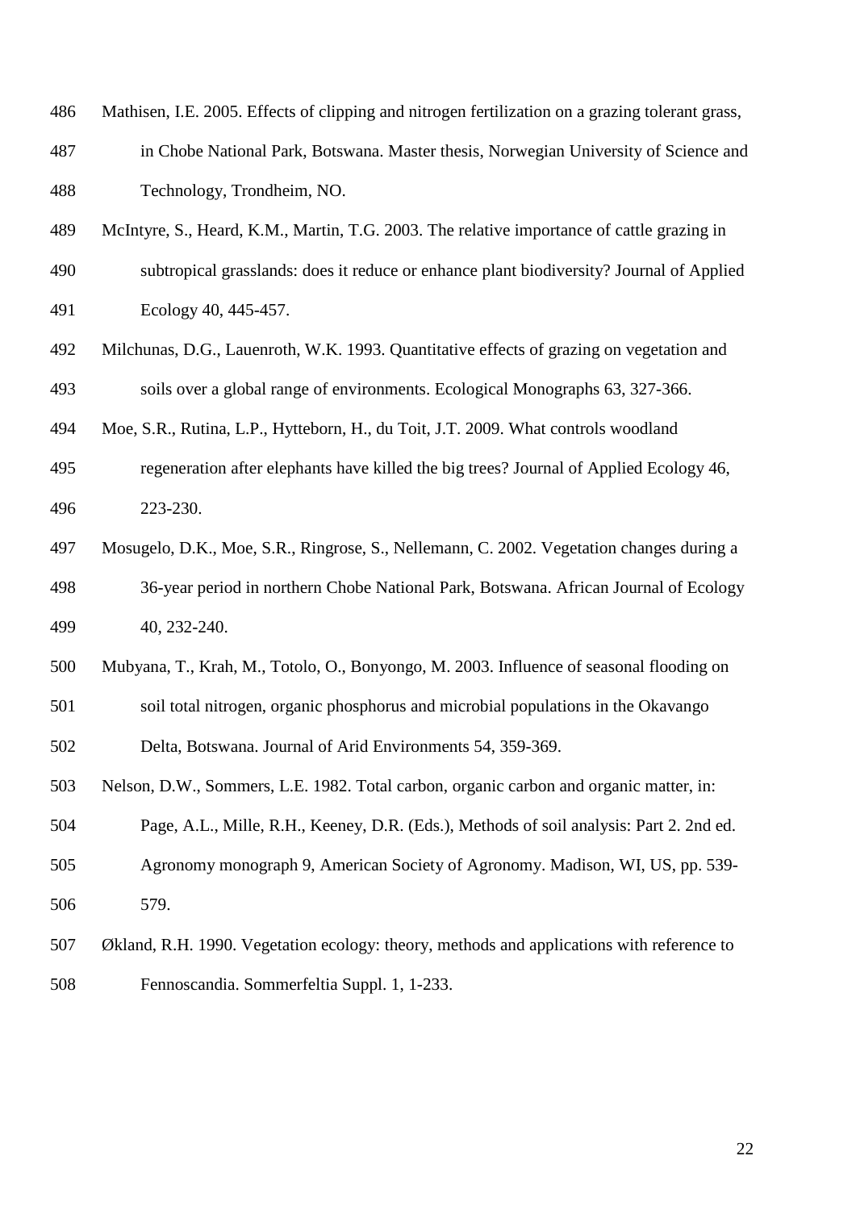Mathisen, I.E. 2005. Effects of clipping and nitrogen fertilization on a grazing tolerant grass, in Chobe National Park, Botswana. Master thesis, Norwegian University of Science and Technology, Trondheim, NO.

McIntyre, S., Heard, K.M., Martin, T.G. 2003. The relative importance of cattle grazing in subtropical grasslands: does it reduce or enhance plant biodiversity? Journal of Applied Ecology 40, 445-457.

Milchunas, D.G., Lauenroth, W.K. 1993. Quantitative effects of grazing on vegetation and soils over a global range of environments. Ecological Monographs 63, 327-366.

Moe, S.R., Rutina, L.P., Hytteborn, H., du Toit, J.T. 2009. What controls woodland regeneration after elephants have killed the big trees? Journal of Applied Ecology 46, 223-230.

Mosugelo, D.K., Moe, S.R., Ringrose, S., Nellemann, C. 2002. Vegetation changes during a 36-year period in northern Chobe National Park, Botswana. African Journal of Ecology 40, 232-240.

Mubyana, T., Krah, M., Totolo, O., Bonyongo, M. 2003. Influence of seasonal flooding on soil total nitrogen, organic phosphorus and microbial populations in the Okavango Delta, Botswana. Journal of Arid Environments 54, 359-369.

Nelson, D.W., Sommers, L.E. 1982. Total carbon, organic carbon and organic matter, in: Page, A.L., Mille, R.H., Keeney, D.R. (Eds.), Methods of soil analysis: Part 2. 2nd ed. Agronomy monograph 9, American Society of Agronomy. Madison, WI, US, pp. 539-579.

Økland, R.H. 1990. Vegetation ecology: theory, methods and applications with reference to Fennoscandia. Sommerfeltia Suppl. 1, 1-233.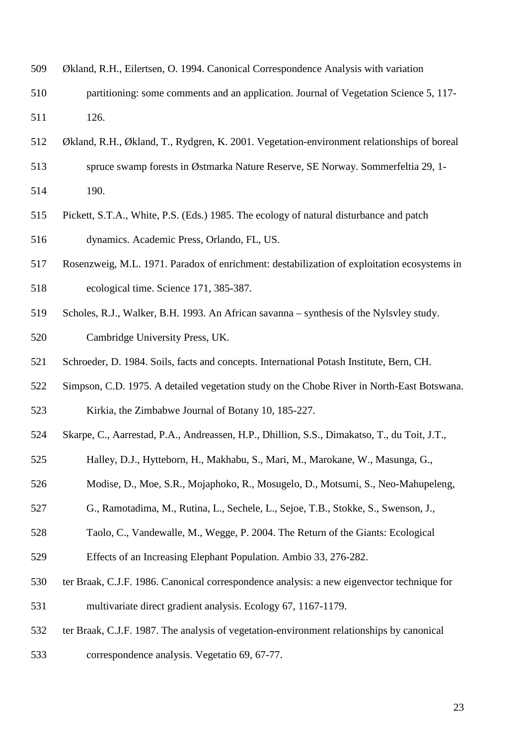Økland, R.H., Eilertsen, O. 1994. Canonical Correspondence Analysis with variation partitioning: some comments and an application. Journal of Vegetation Science 5, 117-126.

Økland, R.H., Økland, T., Rydgren, K. 2001. Vegetation-environment relationships of boreal spruce swamp forests in Østmarka Nature Reserve, SE Norway. Sommerfeltia 29, 1-190.

Pickett, S.T.A., White, P.S. (Eds.) 1985. The ecology of natural disturbance and patch dynamics. Academic Press, Orlando, FL, US.

Rosenzweig, M.L. 1971. Paradox of enrichment: destabilization of exploitation ecosystems in ecological time. Science 171, 385-387.

Scholes, R.J., Walker, B.H. 1993. An African savanna – synthesis of the Nylsvley study. Cambridge University Press, UK.

Schroeder, D. 1984. Soils, facts and concepts. International Potash Institute, Bern, CH.

Simpson, C.D. 1975. A detailed vegetation study on the Chobe River in North-East Botswana. Kirkia, the Zimbabwe Journal of Botany 10, 185-227.

Skarpe, C., Aarrestad, P.A., Andreassen, H.P., Dhillion, S.S., Dimakatso, T., du Toit, J.T., Halley, D.J., Hytteborn, H., Makhabu, S., Mari, M., Marokane, W., Masunga, G., Modise, D., Moe, S.R., Mojaphoko, R., Mosugelo, D., Motsumi, S., Neo-Mahupeleng, G., Ramotadima, M., Rutina, L., Sechele, L., Sejoe, T.B., Stokke, S., Swenson, J., Taolo, C., Vandewalle, M., Wegge, P. 2004. The Return of the Giants: Ecological Effects of an Increasing Elephant Population. Ambio 33, 276-282.

ter Braak, C.J.F. 1986. Canonical correspondence analysis: a new eigenvector technique for multivariate direct gradient analysis. Ecology 67, 1167-1179.

ter Braak, C.J.F. 1987. The analysis of vegetation-environment relationships by canonical correspondence analysis. Vegetatio 69, 67-77.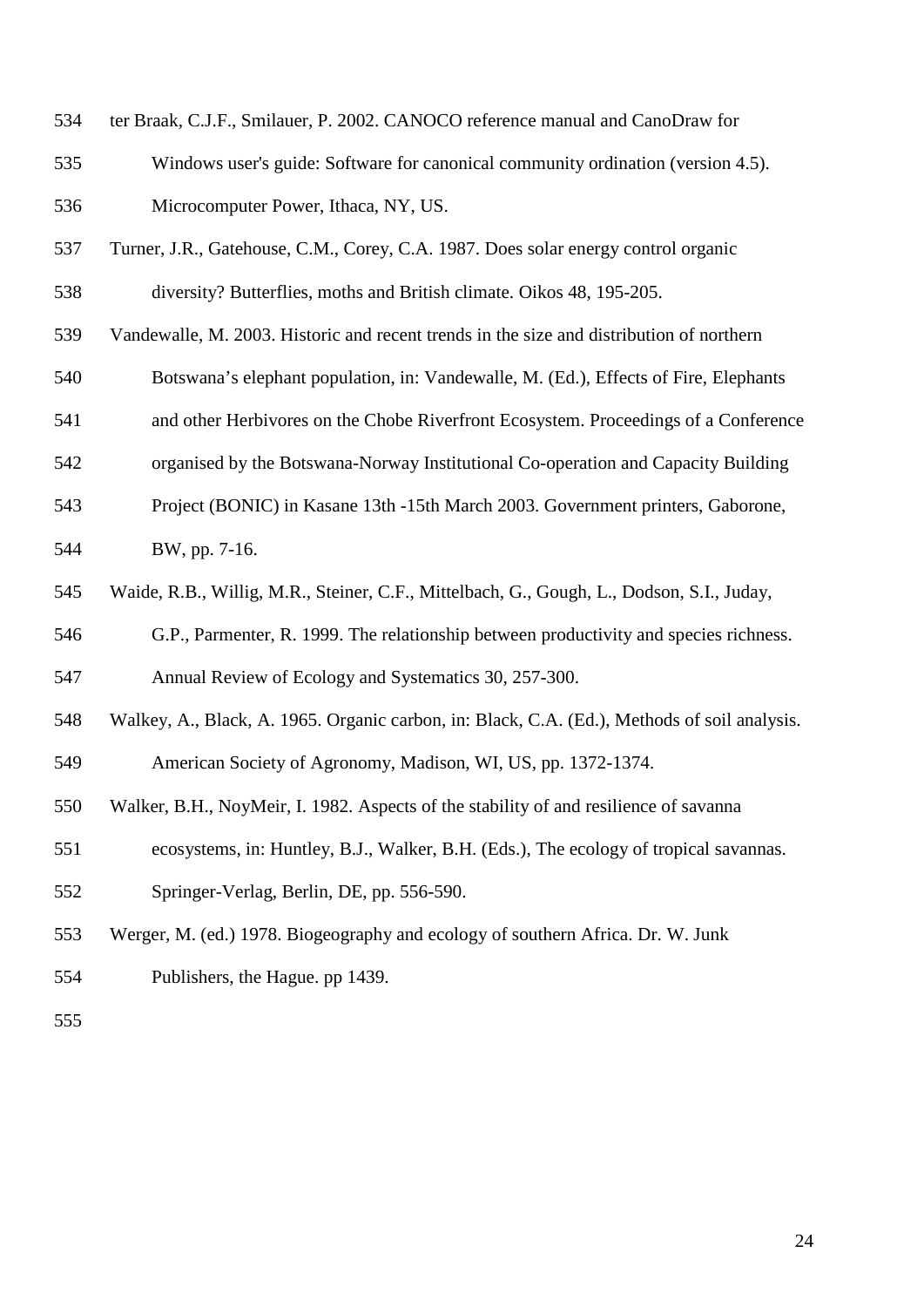ter Braak, C.J.F., Smilauer, P. 2002. CANOCO reference manual and CanoDraw for Windows user's guide: Software for canonical community ordination (version 4.5). Microcomputer Power, Ithaca, NY, US.

Turner, J.R., Gatehouse, C.M., Corey, C.A. 1987. Does solar energy control organic diversity? Butterflies, moths and British climate. Oikos 48, 195-205.

Vandewalle, M. 2003. Historic and recent trends in the size and distribution of northern Botswana's elephant population, in: Vandewalle, M. (Ed.), Effects of Fire, Elephants and other Herbivores on the Chobe Riverfront Ecosystem. Proceedings of a Conference organised by the Botswana-Norway Institutional Co-operation and Capacity Building Project (BONIC) in Kasane 13th -15th March 2003. Government printers, Gaborone, BW, pp. 7-16.

Waide, R.B., Willig, M.R., Steiner, C.F., Mittelbach, G., Gough, L., Dodson, S.I., Juday, G.P., Parmenter, R. 1999. The relationship between productivity and species richness. Annual Review of Ecology and Systematics 30, 257-300.

Walkey, A., Black, A. 1965. Organic carbon, in: Black, C.A. (Ed.), Methods of soil analysis. American Society of Agronomy, Madison, WI, US, pp. 1372-1374.

Walker, B.H., NoyMeir, I. 1982. Aspects of the stability of and resilience of savanna ecosystems, in: Huntley, B.J., Walker, B.H. (Eds.), The ecology of tropical savannas. Springer-Verlag, Berlin, DE, pp. 556-590.

Werger, M. (ed.) 1978. Biogeography and ecology of southern Africa. Dr. W. Junk Publishers, the Hague. pp 1439.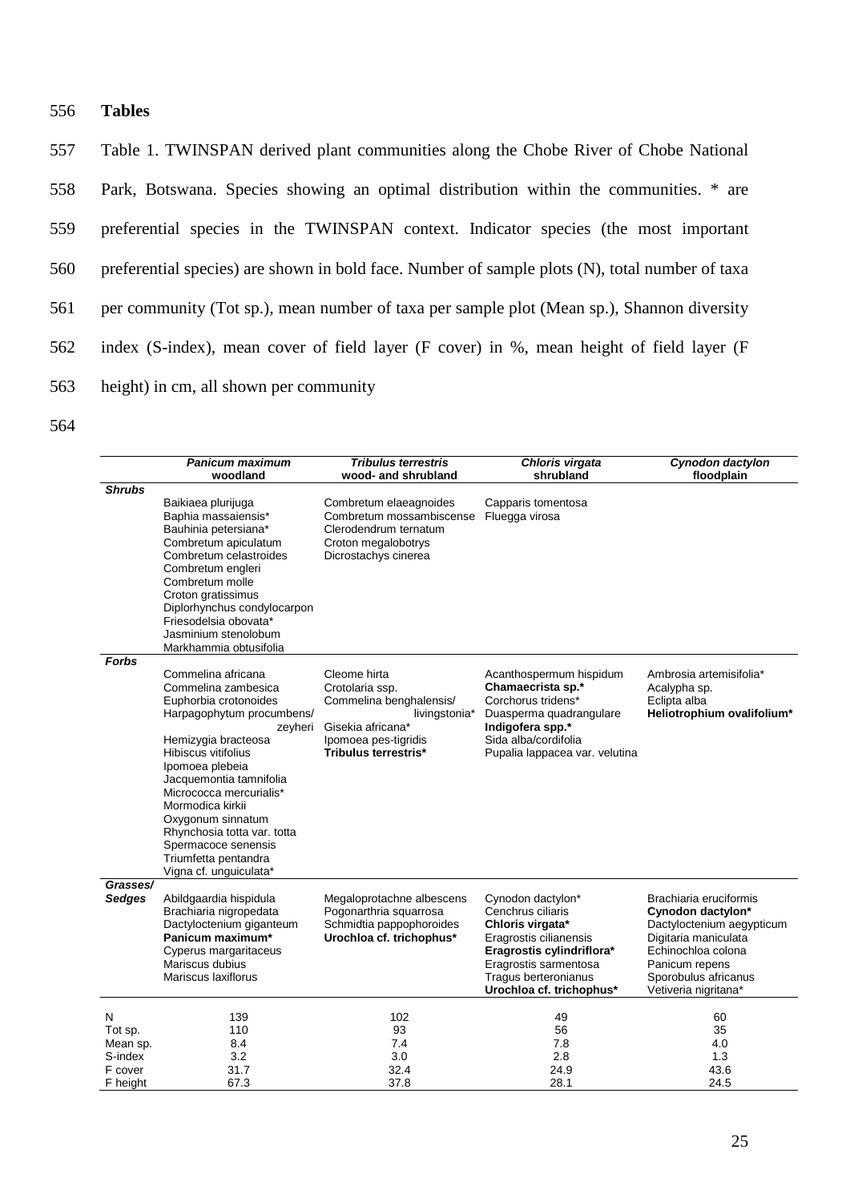# Tables

Table 1. TWINSPAN derived plant communities along the Chobe River of Chobe National Park, Botswana. Species showing an optimal distribution within the communities. * are preferential species in the TWINSPAN context. Indicator species (the most important preferential species) are shown in bold face. Number of sample plots (N), total number of taxa per community (Tot sp.), mean number of taxa per sample plot (Mean sp.), Shannon diversity index (S-index), mean cover of field layer (F cover) in %, mean height of field layer (F height) in cm, all shown per community

| | ***Panicum maximum* woodland** | ***Tribulus terrestris* wood- and shrubland** | ***Chloris virgata* shrubland** | ***Cynodon dactylon* floodplain** |
|---|---|---|---|---|
| ***Shrubs*** | Baikiaea plurijuga<br>Baphia massaiensis*<br>Bauhinia petersiana*<br>Combretum apiculatum<br>Combretum celastroides<br>Combretum engleri<br>Combretum molle<br>Croton gratissimus<br>Diplorhynchus condylocarpon<br>Friesodelsia obovata*<br>Jasminium stenolobum<br>Markhammia obtusifolia | Combretum elaeagnoides<br>Combretum mossambiscense<br>Clerodendrum ternatum<br>Croton megalobotrys<br>Dicrostachys cinerea | Capparis tomentosa<br>Fluegga virosa | |
| ***Forbs*** | Commelina africana<br>Commelina zambesica<br>Euphorbia crotonoides<br>Harpagophytum procumbens/ zeyheri<br>Hemizygia bracteosa<br>Hibiscus vitifolius<br>Ipomoea plebeia<br>Jacquemontia tamnifolia<br>Micrococca mercurialis*<br>Mormodica kirkii<br>Oxygonum sinnatum<br>Rhynchosia totta var. totta<br>Spermacoce senensis<br>Triumfetta pentandra<br>Vigna cf. unguiculata* | Cleome hirta<br>Crotolaria ssp.<br>Commelina benghalensis/ livingstonia*<br>Gisekia africana*<br>Ipomoea pes-tigridis<br>**Tribulus terrestris*** | Acanthospermum hispidum<br>**Chamaecrista sp.***<br>Corchorus tridens*<br>Duasperma quadrangulare<br>**Indigofera spp.***<br>Sida alba/cordifolia<br>Pupalia lappacea var. velutina | Ambrosia artemisifolia*<br>Acalypha sp.<br>Eclipta alba<br>**Heliotrophium ovalifolium*** |
| ***Grasses/ Sedges*** | Abildgaardia hispidula<br>Brachiaria nigropedata<br>Dactyloctenium giganteum<br>**Panicum maximum***<br>Cyperus margaritaceus<br>Mariscus dubius<br>Mariscus laxiflorus | Megaloprotachne albescens<br>Pogonarthria squarrosa<br>Schmidtia pappophoroides<br>**Urochloa cf. trichophus*** | Cynodon dactylon*<br>Cenchrus ciliaris<br>**Chloris virgata***<br>Eragrostis cilianensis<br>**Eragrostis cylindriflora***<br>Eragrostis sarmentosa<br>Tragus berteronianus<br>**Urochloa cf. trichophus*** | Brachiaria eruciformis<br>**Cynodon dactylon***<br>Dactyloctenium aegypticum<br>Digitaria maniculata<br>Echinochloa colona<br>Panicum repens<br>Sporobulus africanus<br>Vetiveria nigritana* |
| N | 139 | 102 | 49 | 60 |
| Tot sp. | 110 | 93 | 56 | 35 |
| Mean sp. | 8.4 | 7.4 | 7.8 | 4.0 |
| S-index | 3.2 | 3.0 | 2.8 | 1.3 |
| F cover | 31.7 | 32.4 | 24.9 | 43.6 |
| F height | 67.3 | 37.8 | 28.1 | 24.5 |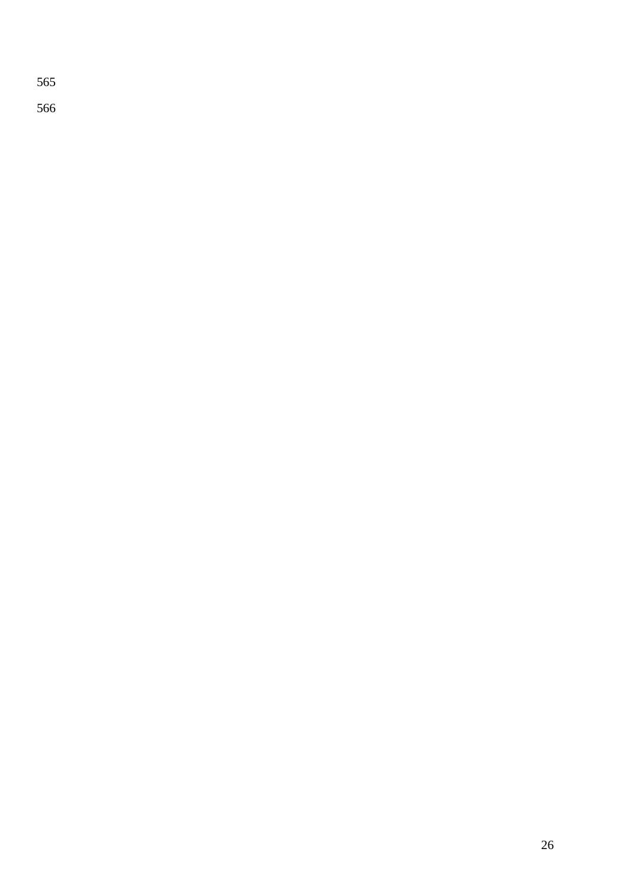565

566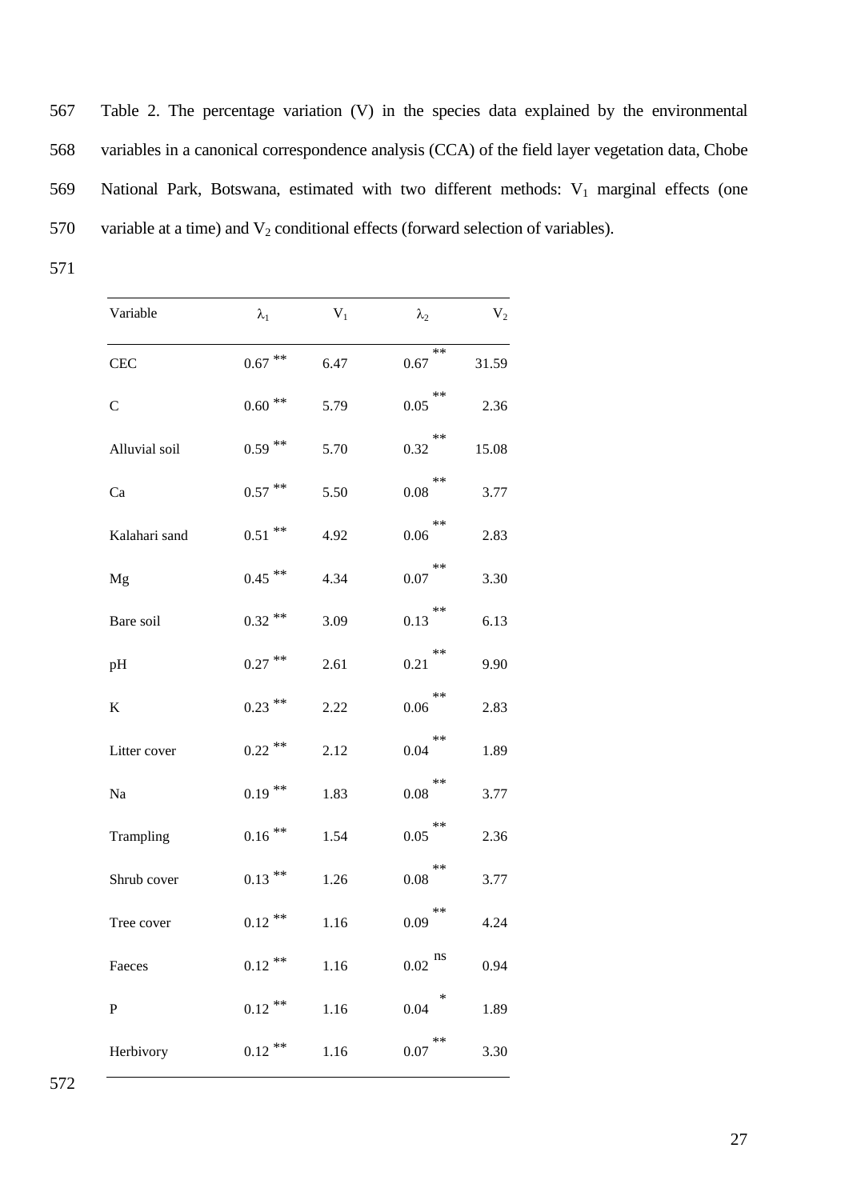Table 2. The percentage variation (V) in the species data explained by the environmental variables in a canonical correspondence analysis (CCA) of the field layer vegetation data, Chobe National Park, Botswana, estimated with two different methods: $V_1$ marginal effects (one variable at a time) and $V_2$ conditional effects (forward selection of variables).

| Variable | $\lambda_1$ | $V_1$ | $\lambda_2$ | $V_2$ |
|---|---|---|---|---|
| CEC | 0.67 ** | 6.47 | 0.67 ** | 31.59 |
| C | 0.60 ** | 5.79 | 0.05 ** | 2.36 |
| Alluvial soil | 0.59 ** | 5.70 | 0.32 ** | 15.08 |
| Ca | 0.57 ** | 5.50 | 0.08 ** | 3.77 |
| Kalahari sand | 0.51 ** | 4.92 | 0.06 ** | 2.83 |
| Mg | 0.45 ** | 4.34 | 0.07 ** | 3.30 |
| Bare soil | 0.32 ** | 3.09 | 0.13 ** | 6.13 |
| pH | 0.27 ** | 2.61 | 0.21 ** | 9.90 |
| K | 0.23 ** | 2.22 | 0.06 ** | 2.83 |
| Litter cover | 0.22 ** | 2.12 | 0.04 ** | 1.89 |
| Na | 0.19 ** | 1.83 | 0.08 ** | 3.77 |
| Trampling | 0.16 ** | 1.54 | 0.05 ** | 2.36 |
| Shrub cover | 0.13 ** | 1.26 | 0.08 ** | 3.77 |
| Tree cover | 0.12 ** | 1.16 | 0.09 ** | 4.24 |
| Faeces | 0.12 ** | 1.16 | 0.02 ns | 0.94 |
| P | 0.12 ** | 1.16 | 0.04 * | 1.89 |
| Herbivory | 0.12 ** | 1.16 | 0.07 ** | 3.30 |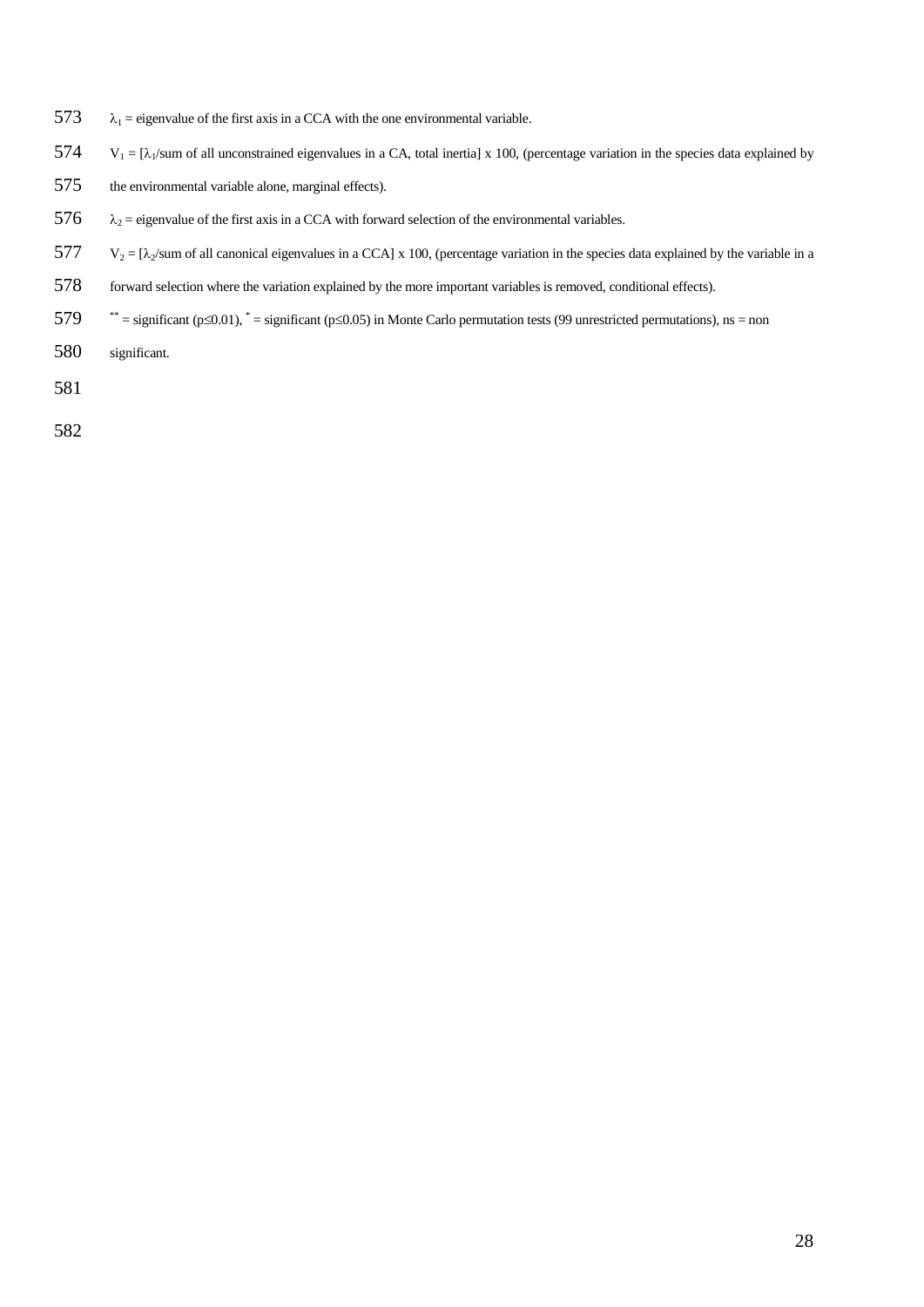$\lambda_1$ = eigenvalue of the first axis in a CCA with the one environmental variable.

$V_1 = [\lambda_1/\text{sum of all unconstrained eigenvalues in a CA, total inertia}] \times 100$, (percentage variation in the species data explained by the environmental variable alone, marginal effects).

$\lambda_2$ = eigenvalue of the first axis in a CCA with forward selection of the environmental variables.

$V_2 = [\lambda_2/\text{sum of all canonical eigenvalues in a CCA}] \times 100$, (percentage variation in the species data explained by the variable in a forward selection where the variation explained by the more important variables is removed, conditional effects).

** = significant ($p \leq 0.01$), * = significant ($p \leq 0.05$) in Monte Carlo permutation tests (99 unrestricted permutations), ns = non significant.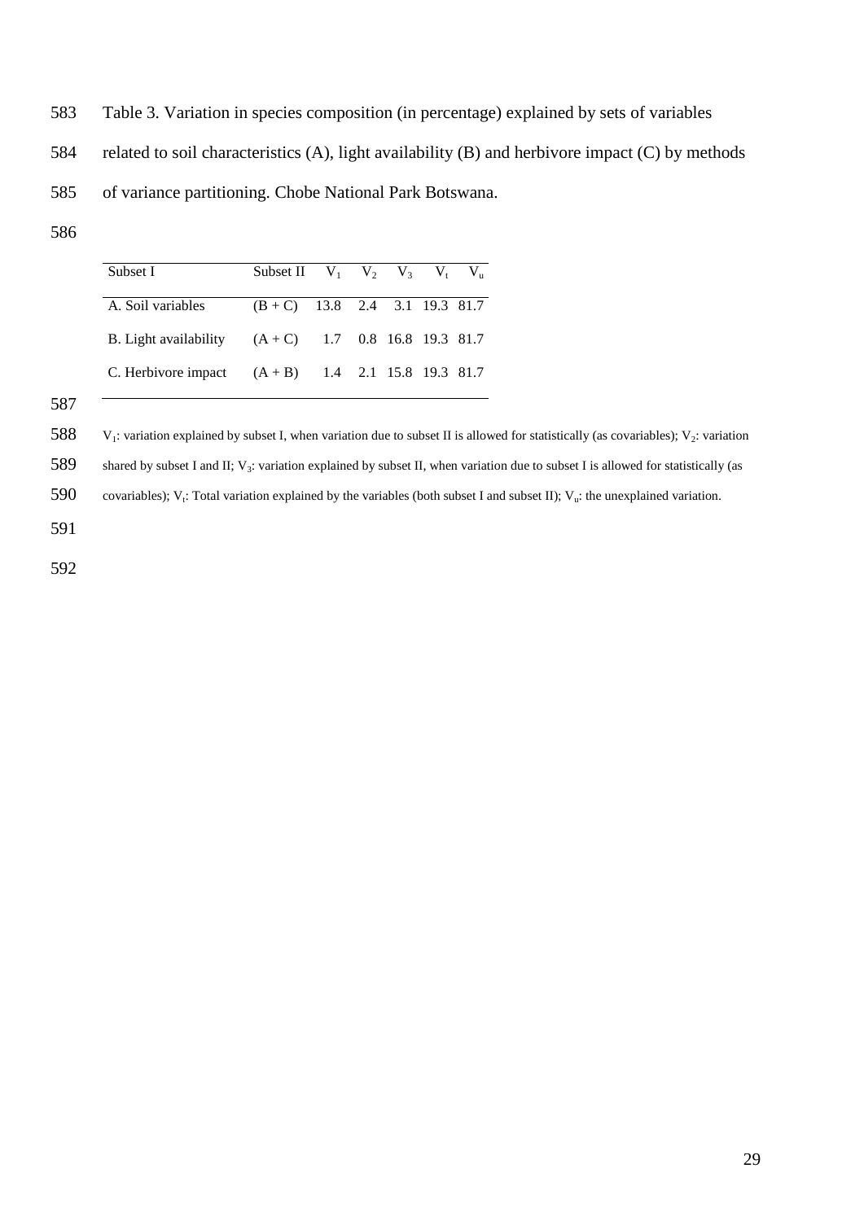Table 3. Variation in species composition (in percentage) explained by sets of variables related to soil characteristics (A), light availability (B) and herbivore impact (C) by methods of variance partitioning. Chobe National Park Botswana.

| Subset I | Subset II | $V_1$ | $V_2$ | $V_3$ | $V_t$ | $V_u$ |
|---|---|---|---|---|---|---|
| A. Soil variables | (B + C) | 13.8 | 2.4 | 3.1 | 19.3 | 81.7 |
| B. Light availability | (A + C) | 1.7 | 0.8 | 16.8 | 19.3 | 81.7 |
| C. Herbivore impact | (A + B) | 1.4 | 2.1 | 15.8 | 19.3 | 81.7 |

$V_1$: variation explained by subset I, when variation due to subset II is allowed for statistically (as covariables); $V_2$: variation shared by subset I and II; $V_3$: variation explained by subset II, when variation due to subset I is allowed for statistically (as covariables); $V_t$: Total variation explained by the variables (both subset I and subset II); $V_u$: the unexplained variation.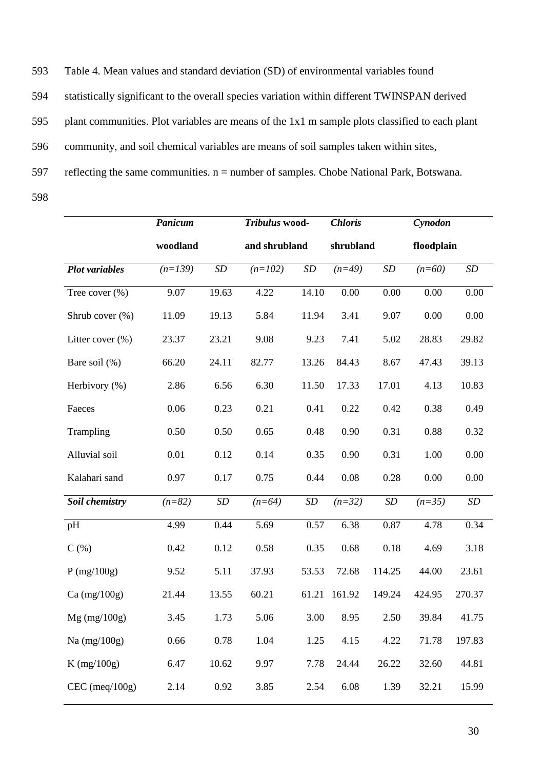Table 4. Mean values and standard deviation (SD) of environmental variables found statistically significant to the overall species variation within different TWINSPAN derived plant communities. Plot variables are means of the 1x1 m sample plots classified to each plant community, and soil chemical variables are means of soil samples taken within sites, reflecting the same communities. n = number of samples. Chobe National Park, Botswana.

| | ***Panicum* woodland** | | ***Tribulus* wood- and shrubland** | | ***Chloris* shrubland** | | ***Cynodon* floodplain** | |
|---|---|---|---|---|---|---|---|---|
| ***Plot variables*** | *(n=139)* | *SD* | *(n=102)* | *SD* | *(n=49)* | *SD* | *(n=60)* | *SD* |
| Tree cover (%) | 9.07 | 19.63 | 4.22 | 14.10 | 0.00 | 0.00 | 0.00 | 0.00 |
| Shrub cover (%) | 11.09 | 19.13 | 5.84 | 11.94 | 3.41 | 9.07 | 0.00 | 0.00 |
| Litter cover (%) | 23.37 | 23.21 | 9.08 | 9.23 | 7.41 | 5.02 | 28.83 | 29.82 |
| Bare soil (%) | 66.20 | 24.11 | 82.77 | 13.26 | 84.43 | 8.67 | 47.43 | 39.13 |
| Herbivory (%) | 2.86 | 6.56 | 6.30 | 11.50 | 17.33 | 17.01 | 4.13 | 10.83 |
| Faeces | 0.06 | 0.23 | 0.21 | 0.41 | 0.22 | 0.42 | 0.38 | 0.49 |
| Trampling | 0.50 | 0.50 | 0.65 | 0.48 | 0.90 | 0.31 | 0.88 | 0.32 |
| Alluvial soil | 0.01 | 0.12 | 0.14 | 0.35 | 0.90 | 0.31 | 1.00 | 0.00 |
| Kalahari sand | 0.97 | 0.17 | 0.75 | 0.44 | 0.08 | 0.28 | 0.00 | 0.00 |
| ***Soil chemistry*** | *(n=82)* | *SD* | *(n=64)* | *SD* | *(n=32)* | *SD* | *(n=35)* | *SD* |
| pH | 4.99 | 0.44 | 5.69 | 0.57 | 6.38 | 0.87 | 4.78 | 0.34 |
| C (%) | 0.42 | 0.12 | 0.58 | 0.35 | 0.68 | 0.18 | 4.69 | 3.18 |
| P (mg/100g) | 9.52 | 5.11 | 37.93 | 53.53 | 72.68 | 114.25 | 44.00 | 23.61 |
| Ca (mg/100g) | 21.44 | 13.55 | 60.21 | 61.21 | 161.92 | 149.24 | 424.95 | 270.37 |
| Mg (mg/100g) | 3.45 | 1.73 | 5.06 | 3.00 | 8.95 | 2.50 | 39.84 | 41.75 |
| Na (mg/100g) | 0.66 | 0.78 | 1.04 | 1.25 | 4.15 | 4.22 | 71.78 | 197.83 |
| K (mg/100g) | 6.47 | 10.62 | 9.97 | 7.78 | 24.44 | 26.22 | 32.60 | 44.81 |
| CEC (meq/100g) | 2.14 | 0.92 | 3.85 | 2.54 | 6.08 | 1.39 | 32.21 | 15.99 |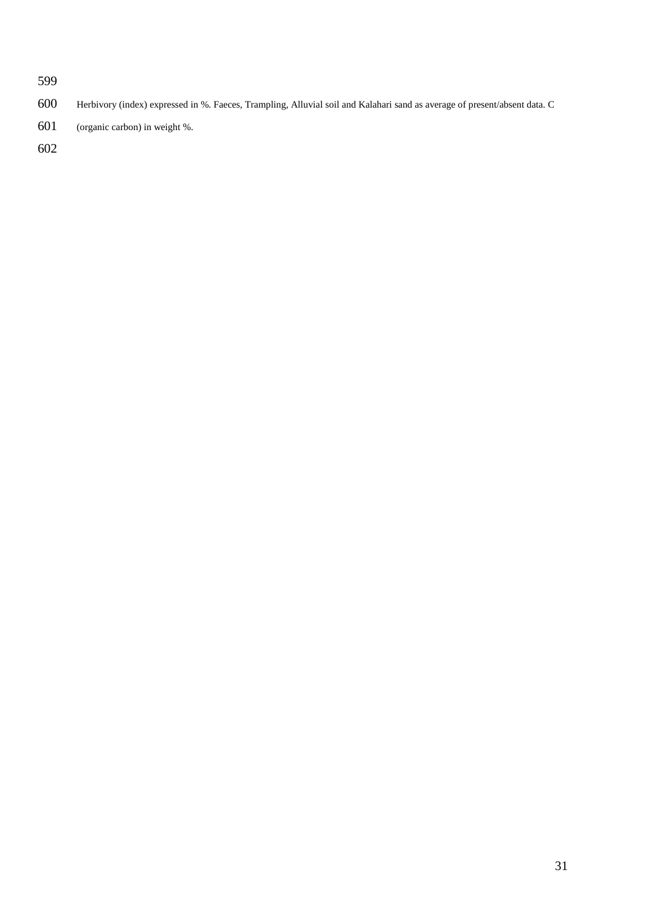Herbivory (index) expressed in %. Faeces, Trampling, Alluvial soil and Kalahari sand as average of present/absent data. C (organic carbon) in weight %.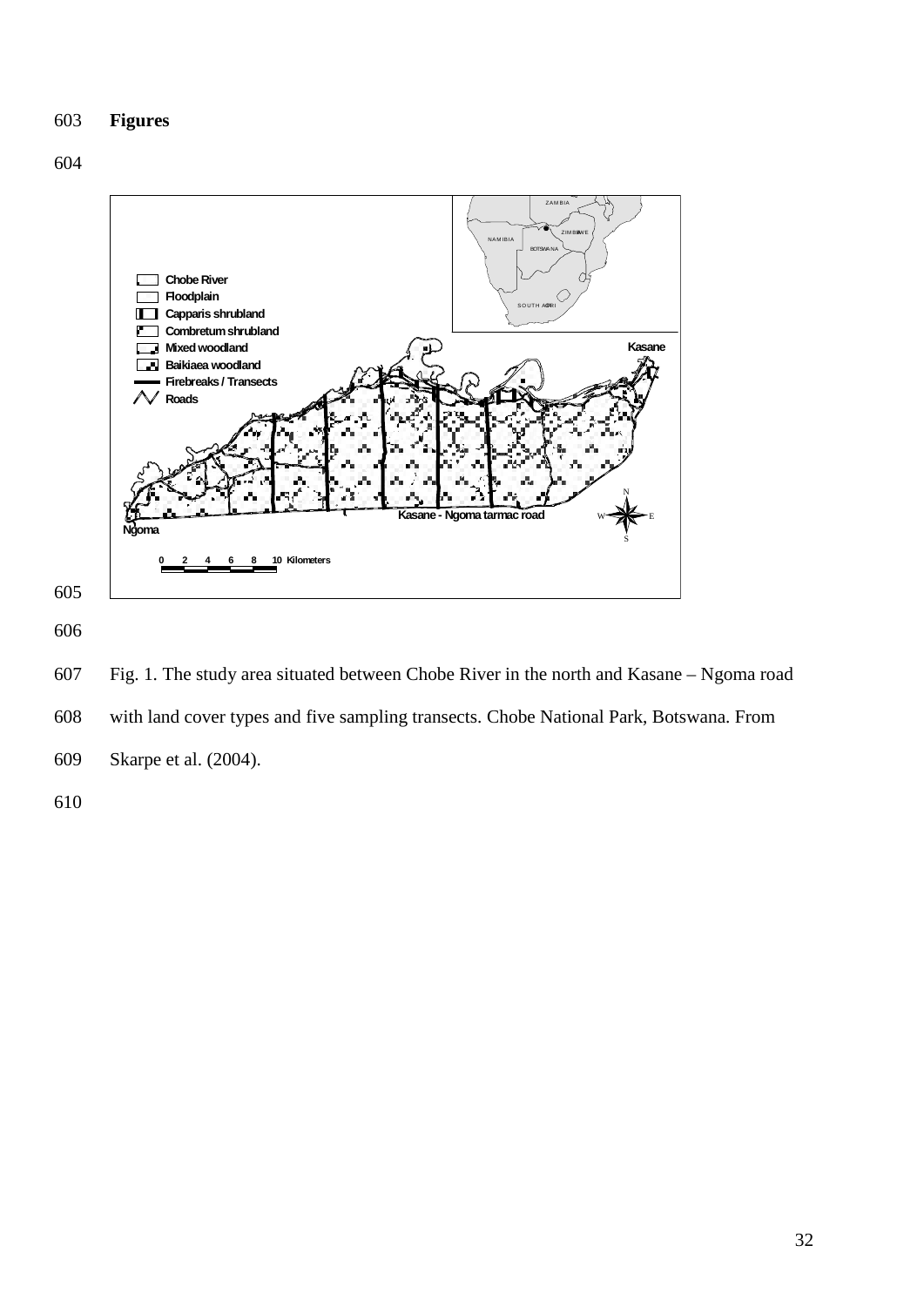**Figures**

Fig. 1. The study area situated between Chobe River in the north and Kasane – Ngoma road with land cover types and five sampling transects. Chobe National Park, Botswana. From Skarpe et al. (2004).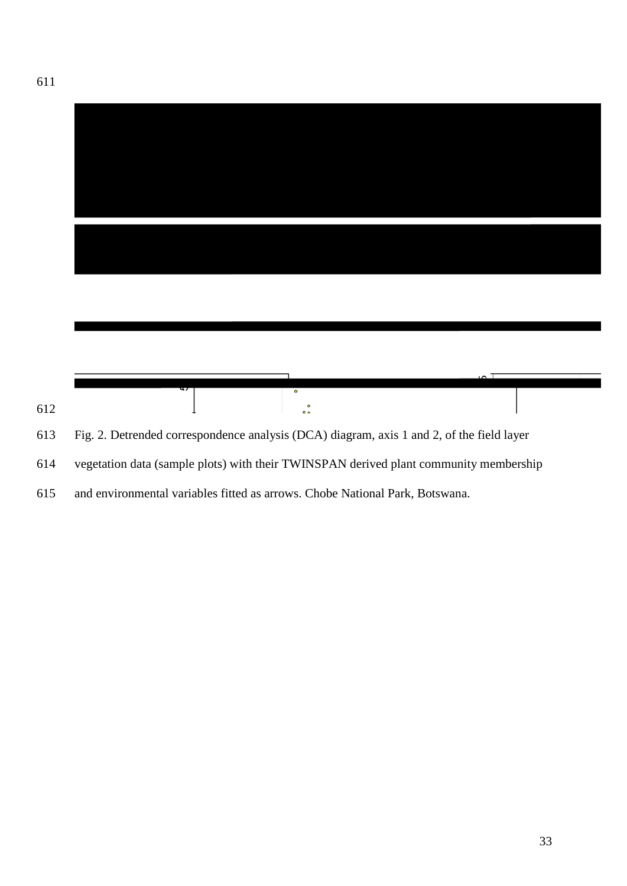Fig. 2. Detrended correspondence analysis (DCA) diagram, axis 1 and 2, of the field layer vegetation data (sample plots) with their TWINSPAN derived plant community membership and environmental variables fitted as arrows. Chobe National Park, Botswana.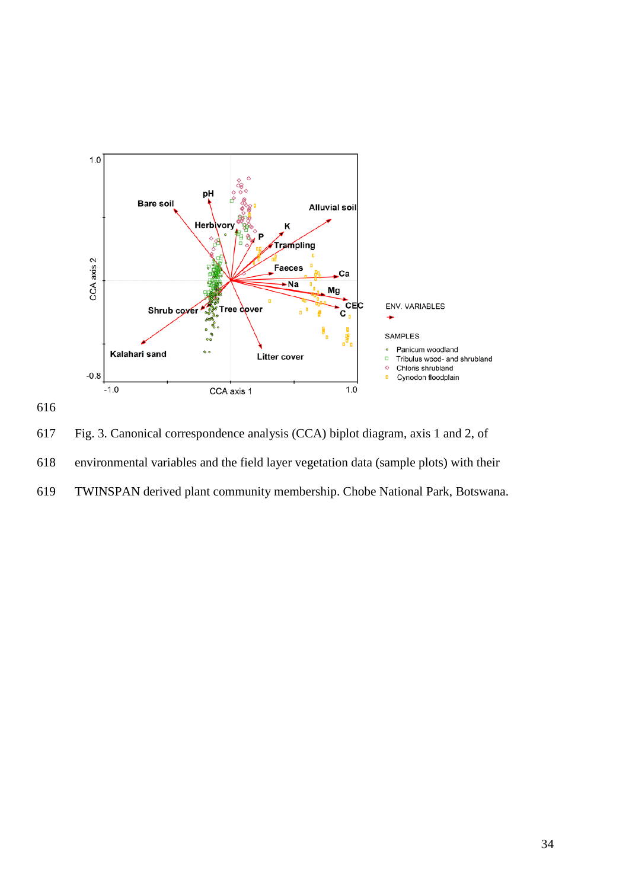1.0

CCA axis 2

-0.8

-1.0

CCA axis 1

1.0

pH

Bare soil

Herbivory

Alluvial soil

K

P

Trampling

Faeces

Ca

Na

Mg

CEC

C

Shrub cover

Tree cover

Kalahari sand

Litter cover

ENV. VARIABLES

SAMPLES

Panicum woodland

Tribulus wood- and shrubland

Chloris shrubland

Cynodon floodplain

Fig. 3. Canonical correspondence analysis (CCA) biplot diagram, axis 1 and 2, of environmental variables and the field layer vegetation data (sample plots) with their TWINSPAN derived plant community membership. Chobe National Park, Botswana.